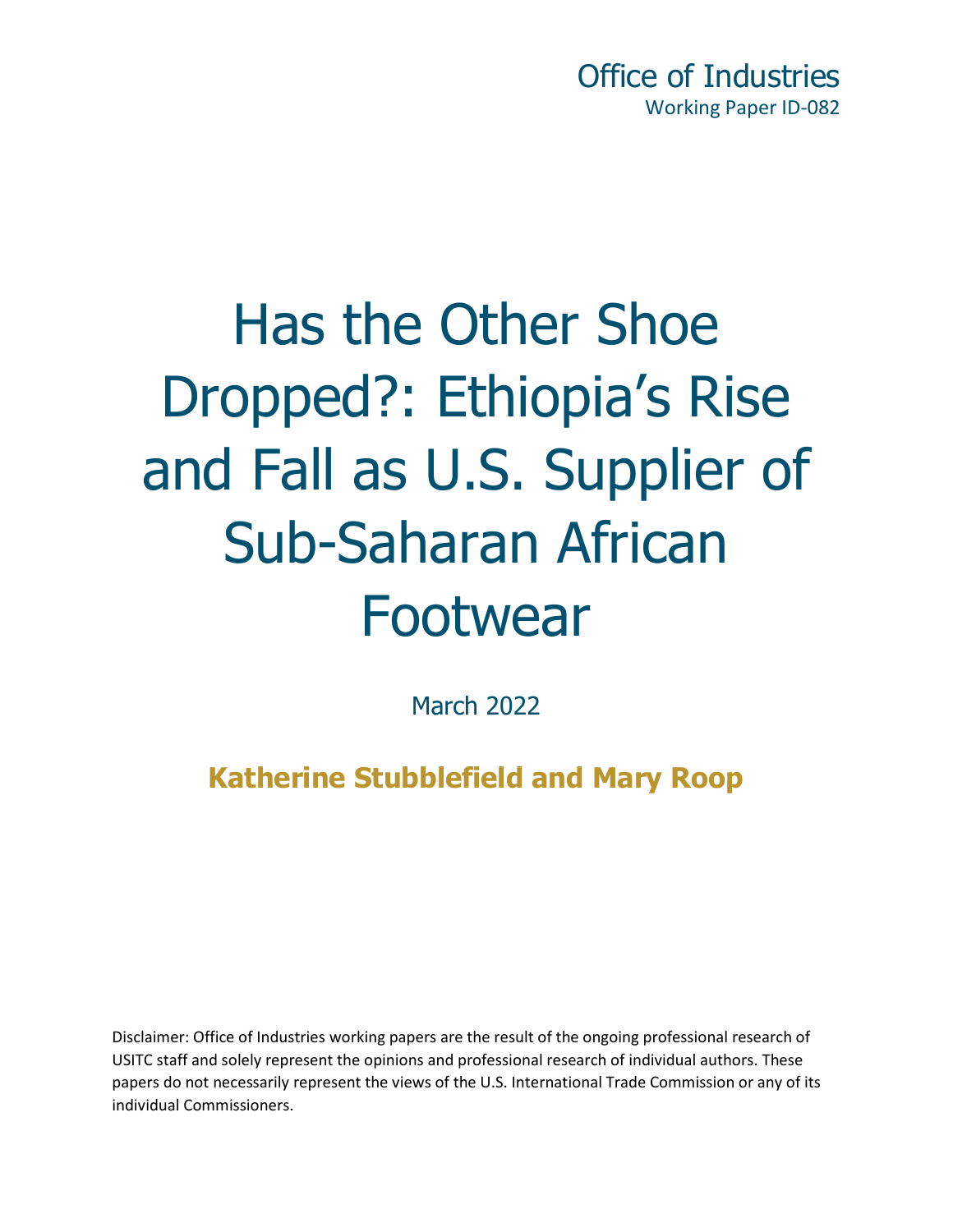Office of Industries
Working Paper ID-082

# Has the Other Shoe Dropped?: Ethiopia's Rise and Fall as U.S. Supplier of Sub-Saharan African Footwear

March 2022

**Katherine Stubblefield and Mary Roop**

Disclaimer: Office of Industries working papers are the result of the ongoing professional research of USITC staff and solely represent the opinions and professional research of individual authors. These papers do not necessarily represent the views of the U.S. International Trade Commission or any of its individual Commissioners.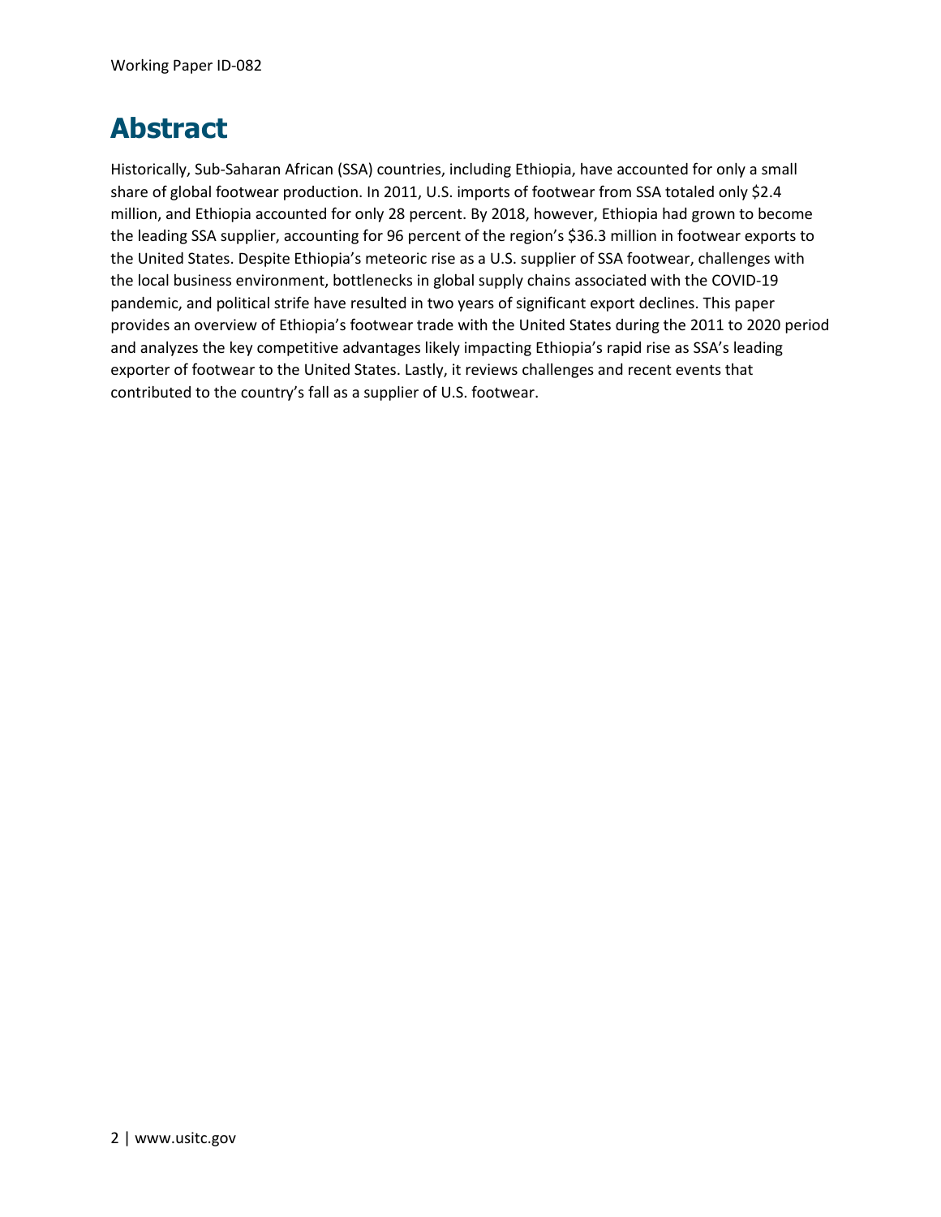# Abstract

Historically, Sub-Saharan African (SSA) countries, including Ethiopia, have accounted for only a small share of global footwear production. In 2011, U.S. imports of footwear from SSA totaled only $2.4 million, and Ethiopia accounted for only 28 percent. By 2018, however, Ethiopia had grown to become the leading SSA supplier, accounting for 96 percent of the region's $36.3 million in footwear exports to the United States. Despite Ethiopia's meteoric rise as a U.S. supplier of SSA footwear, challenges with the local business environment, bottlenecks in global supply chains associated with the COVID-19 pandemic, and political strife have resulted in two years of significant export declines. This paper provides an overview of Ethiopia's footwear trade with the United States during the 2011 to 2020 period and analyzes the key competitive advantages likely impacting Ethiopia's rapid rise as SSA's leading exporter of footwear to the United States. Lastly, it reviews challenges and recent events that contributed to the country's fall as a supplier of U.S. footwear.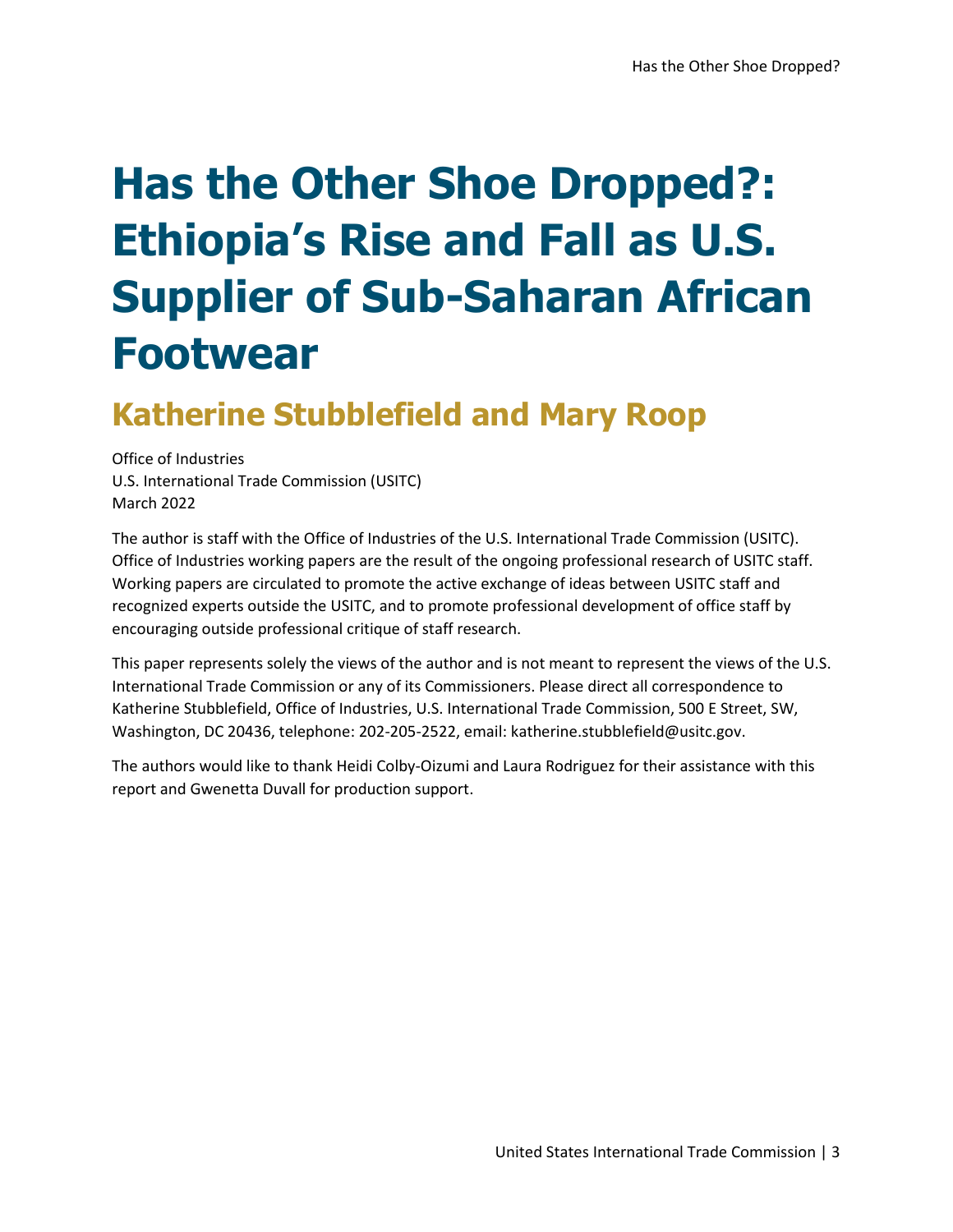# Has the Other Shoe Dropped?: Ethiopia's Rise and Fall as U.S. Supplier of Sub-Saharan African Footwear

## Katherine Stubblefield and Mary Roop

Office of Industries
U.S. International Trade Commission (USITC)
March 2022

The author is staff with the Office of Industries of the U.S. International Trade Commission (USITC). Office of Industries working papers are the result of the ongoing professional research of USITC staff. Working papers are circulated to promote the active exchange of ideas between USITC staff and recognized experts outside the USITC, and to promote professional development of office staff by encouraging outside professional critique of staff research.

This paper represents solely the views of the author and is not meant to represent the views of the U.S. International Trade Commission or any of its Commissioners. Please direct all correspondence to Katherine Stubblefield, Office of Industries, U.S. International Trade Commission, 500 E Street, SW, Washington, DC 20436, telephone: 202-205-2522, email: katherine.stubblefield@usitc.gov.

The authors would like to thank Heidi Colby-Oizumi and Laura Rodriguez for their assistance with this report and Gwenetta Duvall for production support.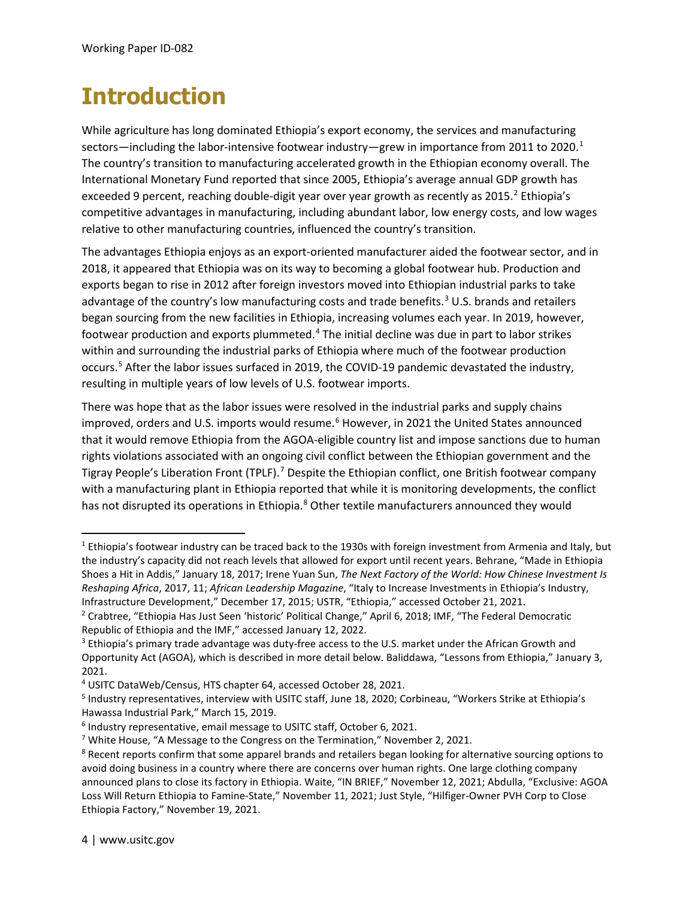# Introduction

While agriculture has long dominated Ethiopia's export economy, the services and manufacturing sectors—including the labor-intensive footwear industry—grew in importance from 2011 to 2020.[1] The country's transition to manufacturing accelerated growth in the Ethiopian economy overall. The International Monetary Fund reported that since 2005, Ethiopia's average annual GDP growth has exceeded 9 percent, reaching double-digit year over year growth as recently as 2015.[2] Ethiopia's competitive advantages in manufacturing, including abundant labor, low energy costs, and low wages relative to other manufacturing countries, influenced the country's transition.

The advantages Ethiopia enjoys as an export-oriented manufacturer aided the footwear sector, and in 2018, it appeared that Ethiopia was on its way to becoming a global footwear hub. Production and exports began to rise in 2012 after foreign investors moved into Ethiopian industrial parks to take advantage of the country's low manufacturing costs and trade benefits.[3] U.S. brands and retailers began sourcing from the new facilities in Ethiopia, increasing volumes each year. In 2019, however, footwear production and exports plummeted.[4] The initial decline was due in part to labor strikes within and surrounding the industrial parks of Ethiopia where much of the footwear production occurs.[5] After the labor issues surfaced in 2019, the COVID-19 pandemic devastated the industry, resulting in multiple years of low levels of U.S. footwear imports.

There was hope that as the labor issues were resolved in the industrial parks and supply chains improved, orders and U.S. imports would resume.[6] However, in 2021 the United States announced that it would remove Ethiopia from the AGOA-eligible country list and impose sanctions due to human rights violations associated with an ongoing civil conflict between the Ethiopian government and the Tigray People's Liberation Front (TPLF).[7] Despite the Ethiopian conflict, one British footwear company with a manufacturing plant in Ethiopia reported that while it is monitoring developments, the conflict has not disrupted its operations in Ethiopia.[8] Other textile manufacturers announced they would

---

[1] Ethiopia's footwear industry can be traced back to the 1930s with foreign investment from Armenia and Italy, but the industry's capacity did not reach levels that allowed for export until recent years. Behrane, "Made in Ethiopia Shoes a Hit in Addis," January 18, 2017; Irene Yuan Sun, *The Next Factory of the World: How Chinese Investment Is Reshaping Africa*, 2017, 11; *African Leadership Magazine*, "Italy to Increase Investments in Ethiopia's Industry, Infrastructure Development," December 17, 2015; USTR, "Ethiopia," accessed October 21, 2021.

[2] Crabtree, "Ethiopia Has Just Seen 'historic' Political Change," April 6, 2018; IMF, "The Federal Democratic Republic of Ethiopia and the IMF," accessed January 12, 2022.

[3] Ethiopia's primary trade advantage was duty-free access to the U.S. market under the African Growth and Opportunity Act (AGOA), which is described in more detail below. Baliddawa, "Lessons from Ethiopia," January 3, 2021.

[4] USITC DataWeb/Census, HTS chapter 64, accessed October 28, 2021.

[5] Industry representatives, interview with USITC staff, June 18, 2020; Corbineau, "Workers Strike at Ethiopia's Hawassa Industrial Park," March 15, 2019.

[6] Industry representative, email message to USITC staff, October 6, 2021.

[7] White House, "A Message to the Congress on the Termination," November 2, 2021.

[8] Recent reports confirm that some apparel brands and retailers began looking for alternative sourcing options to avoid doing business in a country where there are concerns over human rights. One large clothing company announced plans to close its factory in Ethiopia. Waite, "IN BRIEF," November 12, 2021; Abdulla, "Exclusive: AGOA Loss Will Return Ethiopia to Famine-State," November 11, 2021; Just Style, "Hilfiger-Owner PVH Corp to Close Ethiopia Factory," November 19, 2021.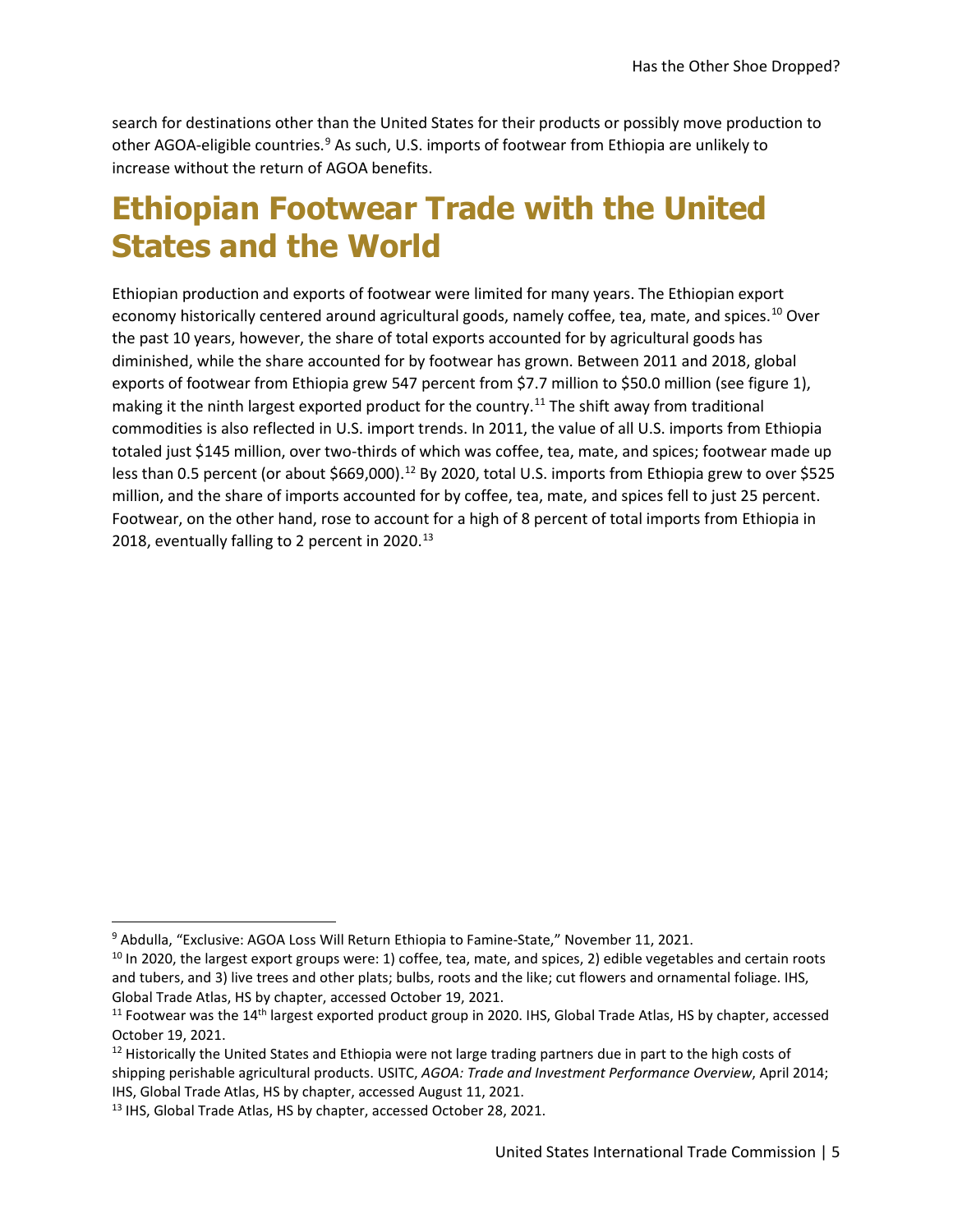search for destinations other than the United States for their products or possibly move production to other AGOA-eligible countries.[9] As such, U.S. imports of footwear from Ethiopia are unlikely to increase without the return of AGOA benefits.

# Ethiopian Footwear Trade with the United States and the World

Ethiopian production and exports of footwear were limited for many years. The Ethiopian export economy historically centered around agricultural goods, namely coffee, tea, mate, and spices.[10] Over the past 10 years, however, the share of total exports accounted for by agricultural goods has diminished, while the share accounted for by footwear has grown. Between 2011 and 2018, global exports of footwear from Ethiopia grew 547 percent from $7.7 million to $50.0 million (see figure 1), making it the ninth largest exported product for the country.[11] The shift away from traditional commodities is also reflected in U.S. import trends. In 2011, the value of all U.S. imports from Ethiopia totaled just $145 million, over two-thirds of which was coffee, tea, mate, and spices; footwear made up less than 0.5 percent (or about $669,000).[12] By 2020, total U.S. imports from Ethiopia grew to over $525 million, and the share of imports accounted for by coffee, tea, mate, and spices fell to just 25 percent. Footwear, on the other hand, rose to account for a high of 8 percent of total imports from Ethiopia in 2018, eventually falling to 2 percent in 2020.[13]

---

[9] Abdulla, "Exclusive: AGOA Loss Will Return Ethiopia to Famine-State," November 11, 2021.

[10] In 2020, the largest export groups were: 1) coffee, tea, mate, and spices, 2) edible vegetables and certain roots and tubers, and 3) live trees and other plats; bulbs, roots and the like; cut flowers and ornamental foliage. IHS, Global Trade Atlas, HS by chapter, accessed October 19, 2021.

[11] Footwear was the 14th largest exported product group in 2020. IHS, Global Trade Atlas, HS by chapter, accessed October 19, 2021.

[12] Historically the United States and Ethiopia were not large trading partners due in part to the high costs of shipping perishable agricultural products. USITC, *AGOA: Trade and Investment Performance Overview*, April 2014; IHS, Global Trade Atlas, HS by chapter, accessed August 11, 2021.

[13] IHS, Global Trade Atlas, HS by chapter, accessed October 28, 2021.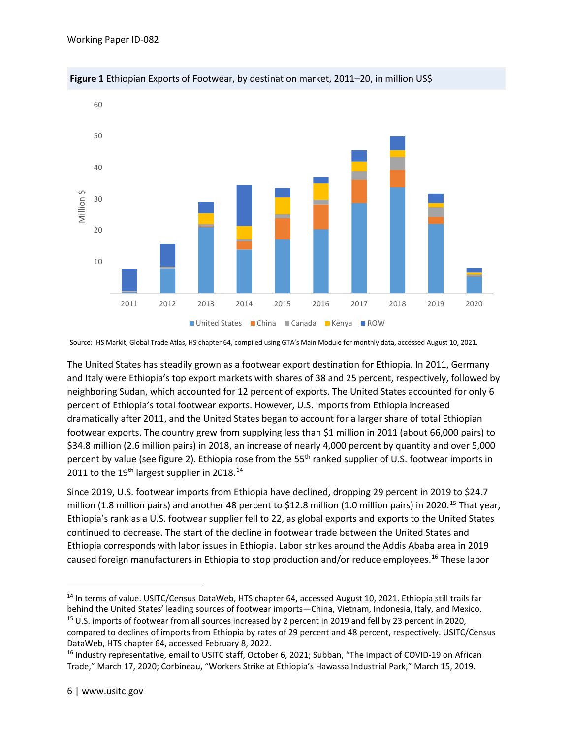**Figure 1** Ethiopian Exports of Footwear, by destination market, 2011–20, in million US$

Source: IHS Markit, Global Trade Atlas, HS chapter 64, compiled using GTA's Main Module for monthly data, accessed August 10, 2021.

The United States has steadily grown as a footwear export destination for Ethiopia. In 2011, Germany and Italy were Ethiopia's top export markets with shares of 38 and 25 percent, respectively, followed by neighboring Sudan, which accounted for 12 percent of exports. The United States accounted for only 6 percent of Ethiopia's total footwear exports. However, U.S. imports from Ethiopia increased dramatically after 2011, and the United States began to account for a larger share of total Ethiopian footwear exports. The country grew from supplying less than $1 million in 2011 (about 66,000 pairs) to $34.8 million (2.6 million pairs) in 2018, an increase of nearly 4,000 percent by quantity and over 5,000 percent by value (see figure 2). Ethiopia rose from the 55th ranked supplier of U.S. footwear imports in 2011 to the 19th largest supplier in 2018.[14]

Since 2019, U.S. footwear imports from Ethiopia have declined, dropping 29 percent in 2019 to $24.7 million (1.8 million pairs) and another 48 percent to $12.8 million (1.0 million pairs) in 2020.[15] That year, Ethiopia's rank as a U.S. footwear supplier fell to 22, as global exports and exports to the United States continued to decrease. The start of the decline in footwear trade between the United States and Ethiopia corresponds with labor issues in Ethiopia. Labor strikes around the Addis Ababa area in 2019 caused foreign manufacturers in Ethiopia to stop production and/or reduce employees.[16] These labor

---

[14] In terms of value. USITC/Census DataWeb, HTS chapter 64, accessed August 10, 2021. Ethiopia still trails far behind the United States' leading sources of footwear imports—China, Vietnam, Indonesia, Italy, and Mexico.

[15] U.S. imports of footwear from all sources increased by 2 percent in 2019 and fell by 23 percent in 2020, compared to declines of imports from Ethiopia by rates of 29 percent and 48 percent, respectively. USITC/Census DataWeb, HTS chapter 64, accessed February 8, 2022.

[16] Industry representative, email to USITC staff, October 6, 2021; Subban, "The Impact of COVID-19 on African Trade," March 17, 2020; Corbineau, "Workers Strike at Ethiopia's Hawassa Industrial Park," March 15, 2019.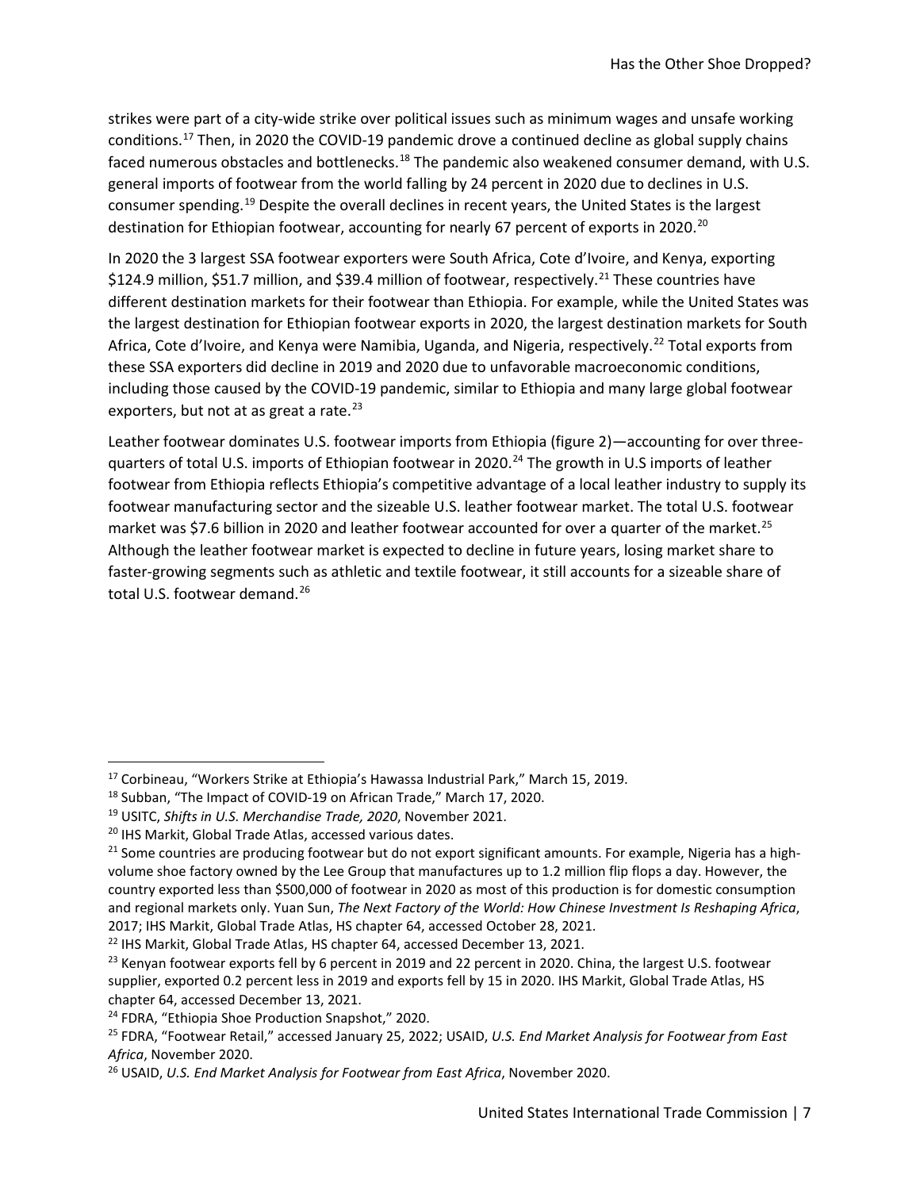strikes were part of a city-wide strike over political issues such as minimum wages and unsafe working conditions.[17] Then, in 2020 the COVID-19 pandemic drove a continued decline as global supply chains faced numerous obstacles and bottlenecks.[18] The pandemic also weakened consumer demand, with U.S. general imports of footwear from the world falling by 24 percent in 2020 due to declines in U.S. consumer spending.[19] Despite the overall declines in recent years, the United States is the largest destination for Ethiopian footwear, accounting for nearly 67 percent of exports in 2020.[20]

In 2020 the 3 largest SSA footwear exporters were South Africa, Cote d'Ivoire, and Kenya, exporting $124.9 million, $51.7 million, and $39.4 million of footwear, respectively.[21] These countries have different destination markets for their footwear than Ethiopia. For example, while the United States was the largest destination for Ethiopian footwear exports in 2020, the largest destination markets for South Africa, Cote d'Ivoire, and Kenya were Namibia, Uganda, and Nigeria, respectively.[22] Total exports from these SSA exporters did decline in 2019 and 2020 due to unfavorable macroeconomic conditions, including those caused by the COVID-19 pandemic, similar to Ethiopia and many large global footwear exporters, but not at as great a rate.[23]

Leather footwear dominates U.S. footwear imports from Ethiopia (figure 2)—accounting for over three-quarters of total U.S. imports of Ethiopian footwear in 2020.[24] The growth in U.S imports of leather footwear from Ethiopia reflects Ethiopia's competitive advantage of a local leather industry to supply its footwear manufacturing sector and the sizeable U.S. leather footwear market. The total U.S. footwear market was $7.6 billion in 2020 and leather footwear accounted for over a quarter of the market.[25] Although the leather footwear market is expected to decline in future years, losing market share to faster-growing segments such as athletic and textile footwear, it still accounts for a sizeable share of total U.S. footwear demand.[26]

---

[17] Corbineau, "Workers Strike at Ethiopia's Hawassa Industrial Park," March 15, 2019.

[18] Subban, "The Impact of COVID-19 on African Trade," March 17, 2020.

[19] USITC, *Shifts in U.S. Merchandise Trade, 2020*, November 2021.

[20] IHS Markit, Global Trade Atlas, accessed various dates.

[21] Some countries are producing footwear but do not export significant amounts. For example, Nigeria has a high-volume shoe factory owned by the Lee Group that manufactures up to 1.2 million flip flops a day. However, the country exported less than $500,000 of footwear in 2020 as most of this production is for domestic consumption and regional markets only. Yuan Sun, *The Next Factory of the World: How Chinese Investment Is Reshaping Africa*, 2017; IHS Markit, Global Trade Atlas, HS chapter 64, accessed October 28, 2021.

[22] IHS Markit, Global Trade Atlas, HS chapter 64, accessed December 13, 2021.

[23] Kenyan footwear exports fell by 6 percent in 2019 and 22 percent in 2020. China, the largest U.S. footwear supplier, exported 0.2 percent less in 2019 and exports fell by 15 in 2020. IHS Markit, Global Trade Atlas, HS chapter 64, accessed December 13, 2021.

[24] FDRA, "Ethiopia Shoe Production Snapshot," 2020.

[25] FDRA, "Footwear Retail," accessed January 25, 2022; USAID, *U.S. End Market Analysis for Footwear from East Africa*, November 2020.

[26] USAID, *U.S. End Market Analysis for Footwear from East Africa*, November 2020.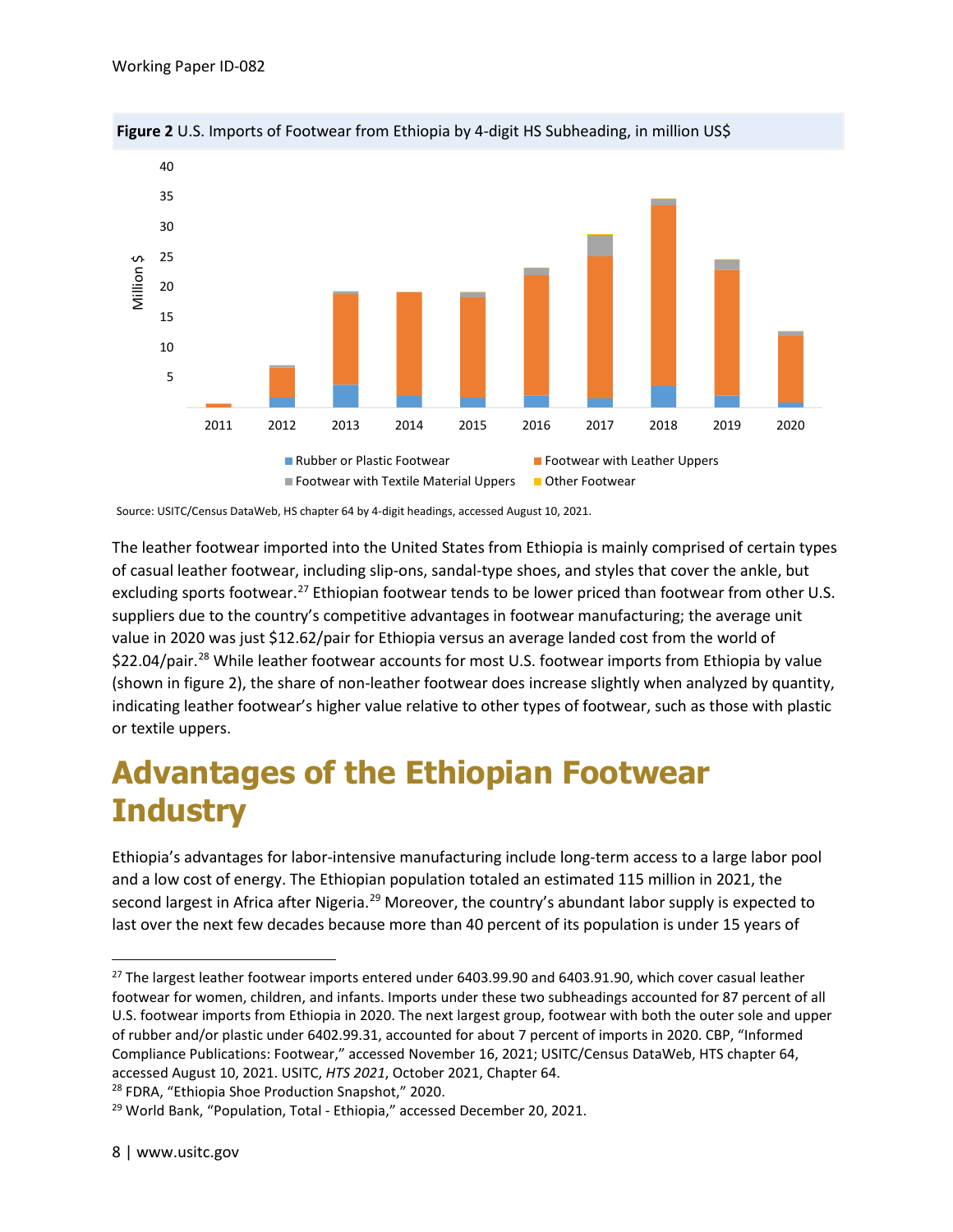**Figure 2** U.S. Imports of Footwear from Ethiopia by 4-digit HS Subheading, in million US$

Source: USITC/Census DataWeb, HS chapter 64 by 4-digit headings, accessed August 10, 2021.

The leather footwear imported into the United States from Ethiopia is mainly comprised of certain types of casual leather footwear, including slip-ons, sandal-type shoes, and styles that cover the ankle, but excluding sports footwear.[27] Ethiopian footwear tends to be lower priced than footwear from other U.S. suppliers due to the country's competitive advantages in footwear manufacturing; the average unit value in 2020 was just $12.62/pair for Ethiopia versus an average landed cost from the world of $22.04/pair.[28] While leather footwear accounts for most U.S. footwear imports from Ethiopia by value (shown in figure 2), the share of non-leather footwear does increase slightly when analyzed by quantity, indicating leather footwear's higher value relative to other types of footwear, such as those with plastic or textile uppers.

# Advantages of the Ethiopian Footwear Industry

Ethiopia's advantages for labor-intensive manufacturing include long-term access to a large labor pool and a low cost of energy. The Ethiopian population totaled an estimated 115 million in 2021, the second largest in Africa after Nigeria.[29] Moreover, the country's abundant labor supply is expected to last over the next few decades because more than 40 percent of its population is under 15 years of

---

[27] The largest leather footwear imports entered under 6403.99.90 and 6403.91.90, which cover casual leather footwear for women, children, and infants. Imports under these two subheadings accounted for 87 percent of all U.S. footwear imports from Ethiopia in 2020. The next largest group, footwear with both the outer sole and upper of rubber and/or plastic under 6402.99.31, accounted for about 7 percent of imports in 2020. CBP, "Informed Compliance Publications: Footwear," accessed November 16, 2021; USITC/Census DataWeb, HTS chapter 64, accessed August 10, 2021. USITC, *HTS 2021*, October 2021, Chapter 64.

[28] FDRA, "Ethiopia Shoe Production Snapshot," 2020.

[29] World Bank, "Population, Total - Ethiopia," accessed December 20, 2021.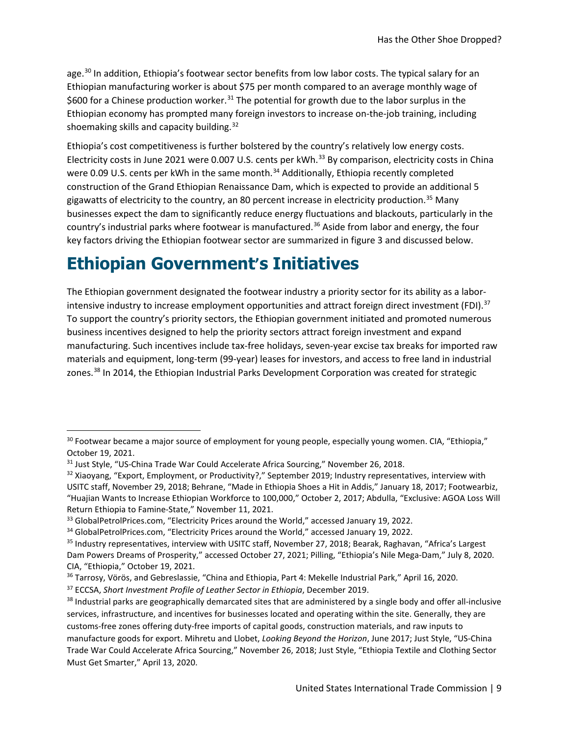age.[30] In addition, Ethiopia's footwear sector benefits from low labor costs. The typical salary for an Ethiopian manufacturing worker is about $75 per month compared to an average monthly wage of $600 for a Chinese production worker.[31] The potential for growth due to the labor surplus in the Ethiopian economy has prompted many foreign investors to increase on-the-job training, including shoemaking skills and capacity building.[32]

Ethiopia's cost competitiveness is further bolstered by the country's relatively low energy costs. Electricity costs in June 2021 were 0.007 U.S. cents per kWh.[33] By comparison, electricity costs in China were 0.09 U.S. cents per kWh in the same month.[34] Additionally, Ethiopia recently completed construction of the Grand Ethiopian Renaissance Dam, which is expected to provide an additional 5 gigawatts of electricity to the country, an 80 percent increase in electricity production.[35] Many businesses expect the dam to significantly reduce energy fluctuations and blackouts, particularly in the country's industrial parks where footwear is manufactured.[36] Aside from labor and energy, the four key factors driving the Ethiopian footwear sector are summarized in figure 3 and discussed below.

## Ethiopian Government's Initiatives

The Ethiopian government designated the footwear industry a priority sector for its ability as a labor-intensive industry to increase employment opportunities and attract foreign direct investment (FDI).[37] To support the country's priority sectors, the Ethiopian government initiated and promoted numerous business incentives designed to help the priority sectors attract foreign investment and expand manufacturing. Such incentives include tax-free holidays, seven-year excise tax breaks for imported raw materials and equipment, long-term (99-year) leases for investors, and access to free land in industrial zones.[38] In 2014, the Ethiopian Industrial Parks Development Corporation was created for strategic

---

[30] Footwear became a major source of employment for young people, especially young women. CIA, "Ethiopia," October 19, 2021.

[31] Just Style, "US-China Trade War Could Accelerate Africa Sourcing," November 26, 2018.

[32] Xiaoyang, "Export, Employment, or Productivity?," September 2019; Industry representatives, interview with USITC staff, November 29, 2018; Behrane, "Made in Ethiopia Shoes a Hit in Addis," January 18, 2017; Footwearbiz, "Huajian Wants to Increase Ethiopian Workforce to 100,000," October 2, 2017; Abdulla, "Exclusive: AGOA Loss Will Return Ethiopia to Famine-State," November 11, 2021.

[33] GlobalPetrolPrices.com, "Electricity Prices around the World," accessed January 19, 2022.

[34] GlobalPetrolPrices.com, "Electricity Prices around the World," accessed January 19, 2022.

[35] Industry representatives, interview with USITC staff, November 27, 2018; Bearak, Raghavan, "Africa's Largest Dam Powers Dreams of Prosperity," accessed October 27, 2021; Pilling, "Ethiopia's Nile Mega-Dam," July 8, 2020. CIA, "Ethiopia," October 19, 2021.

[36] Tarrosy, Vörös, and Gebreslassie, "China and Ethiopia, Part 4: Mekelle Industrial Park," April 16, 2020.

[37] ECCSA, *Short Investment Profile of Leather Sector in Ethiopia*, December 2019.

[38] Industrial parks are geographically demarcated sites that are administered by a single body and offer all-inclusive services, infrastructure, and incentives for businesses located and operating within the site. Generally, they are customs-free zones offering duty-free imports of capital goods, construction materials, and raw inputs to manufacture goods for export. Mihretu and Llobet, *Looking Beyond the Horizon*, June 2017; Just Style, "US-China Trade War Could Accelerate Africa Sourcing," November 26, 2018; Just Style, "Ethiopia Textile and Clothing Sector Must Get Smarter," April 13, 2020.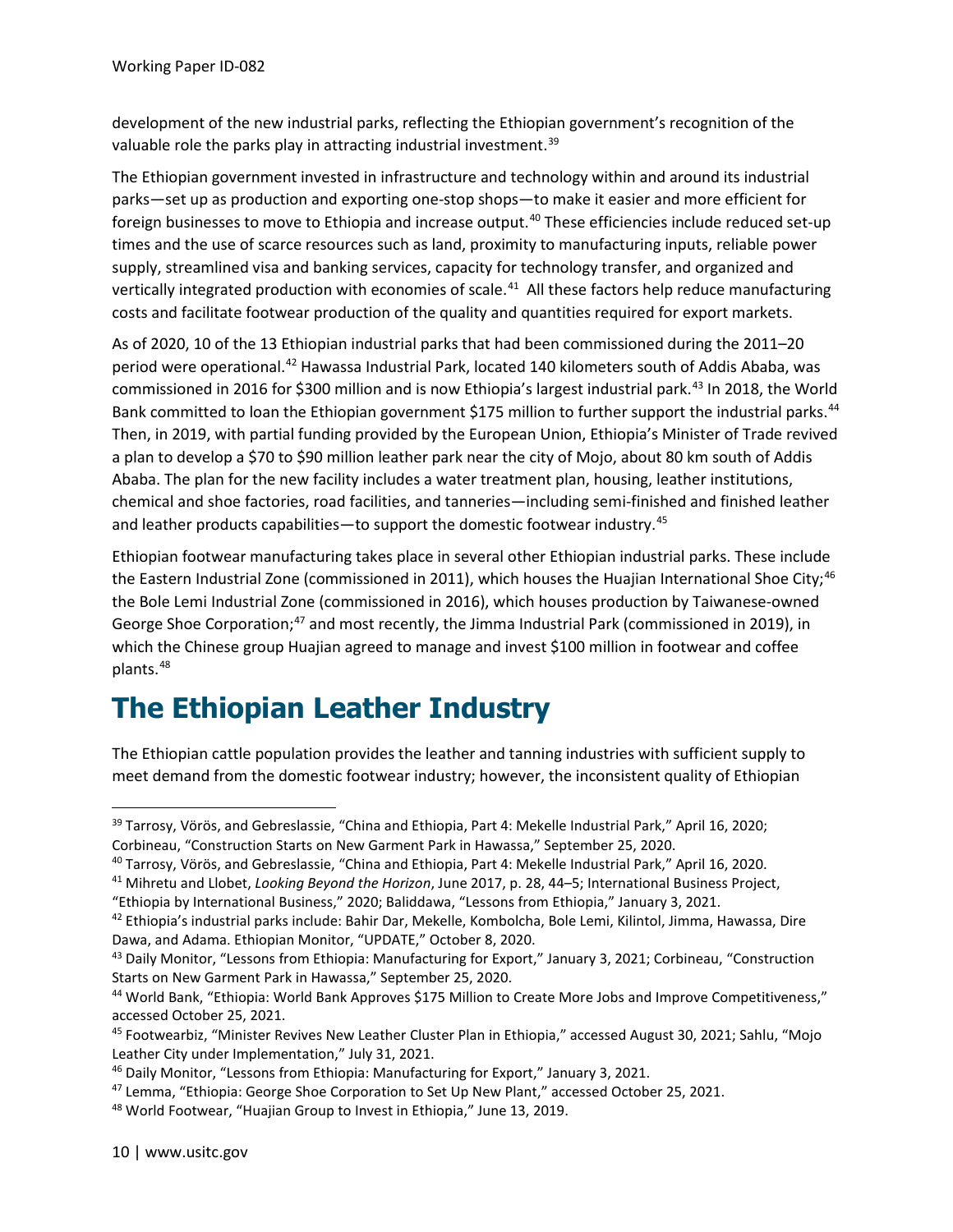development of the new industrial parks, reflecting the Ethiopian government's recognition of the valuable role the parks play in attracting industrial investment.[39]

The Ethiopian government invested in infrastructure and technology within and around its industrial parks—set up as production and exporting one-stop shops—to make it easier and more efficient for foreign businesses to move to Ethiopia and increase output.[40] These efficiencies include reduced set-up times and the use of scarce resources such as land, proximity to manufacturing inputs, reliable power supply, streamlined visa and banking services, capacity for technology transfer, and organized and vertically integrated production with economies of scale.[41] All these factors help reduce manufacturing costs and facilitate footwear production of the quality and quantities required for export markets.

As of 2020, 10 of the 13 Ethiopian industrial parks that had been commissioned during the 2011–20 period were operational.[42] Hawassa Industrial Park, located 140 kilometers south of Addis Ababa, was commissioned in 2016 for $300 million and is now Ethiopia's largest industrial park.[43] In 2018, the World Bank committed to loan the Ethiopian government $175 million to further support the industrial parks.[44] Then, in 2019, with partial funding provided by the European Union, Ethiopia's Minister of Trade revived a plan to develop a $70 to $90 million leather park near the city of Mojo, about 80 km south of Addis Ababa. The plan for the new facility includes a water treatment plan, housing, leather institutions, chemical and shoe factories, road facilities, and tanneries—including semi-finished and finished leather and leather products capabilities—to support the domestic footwear industry.[45]

Ethiopian footwear manufacturing takes place in several other Ethiopian industrial parks. These include the Eastern Industrial Zone (commissioned in 2011), which houses the Huajian International Shoe City;[46] the Bole Lemi Industrial Zone (commissioned in 2016), which houses production by Taiwanese-owned George Shoe Corporation;[47] and most recently, the Jimma Industrial Park (commissioned in 2019), in which the Chinese group Huajian agreed to manage and invest $100 million in footwear and coffee plants.[48]

# The Ethiopian Leather Industry

The Ethiopian cattle population provides the leather and tanning industries with sufficient supply to meet demand from the domestic footwear industry; however, the inconsistent quality of Ethiopian

---

[39] Tarrosy, Vörös, and Gebreslassie, "China and Ethiopia, Part 4: Mekelle Industrial Park," April 16, 2020; Corbineau, "Construction Starts on New Garment Park in Hawassa," September 25, 2020.

[40] Tarrosy, Vörös, and Gebreslassie, "China and Ethiopia, Part 4: Mekelle Industrial Park," April 16, 2020.

[41] Mihretu and Llobet, *Looking Beyond the Horizon*, June 2017, p. 28, 44–5; International Business Project, "Ethiopia by International Business," 2020; Baliddawa, "Lessons from Ethiopia," January 3, 2021.

[42] Ethiopia's industrial parks include: Bahir Dar, Mekelle, Kombolcha, Bole Lemi, Kilintol, Jimma, Hawassa, Dire Dawa, and Adama. Ethiopian Monitor, "UPDATE," October 8, 2020.

[43] Daily Monitor, "Lessons from Ethiopia: Manufacturing for Export," January 3, 2021; Corbineau, "Construction Starts on New Garment Park in Hawassa," September 25, 2020.

[44] World Bank, "Ethiopia: World Bank Approves $175 Million to Create More Jobs and Improve Competitiveness," accessed October 25, 2021.

[45] Footwearbiz, "Minister Revives New Leather Cluster Plan in Ethiopia," accessed August 30, 2021; Sahlu, "Mojo Leather City under Implementation," July 31, 2021.

[46] Daily Monitor, "Lessons from Ethiopia: Manufacturing for Export," January 3, 2021.

[47] Lemma, "Ethiopia: George Shoe Corporation to Set Up New Plant," accessed October 25, 2021.

[48] World Footwear, "Huajian Group to Invest in Ethiopia," June 13, 2019.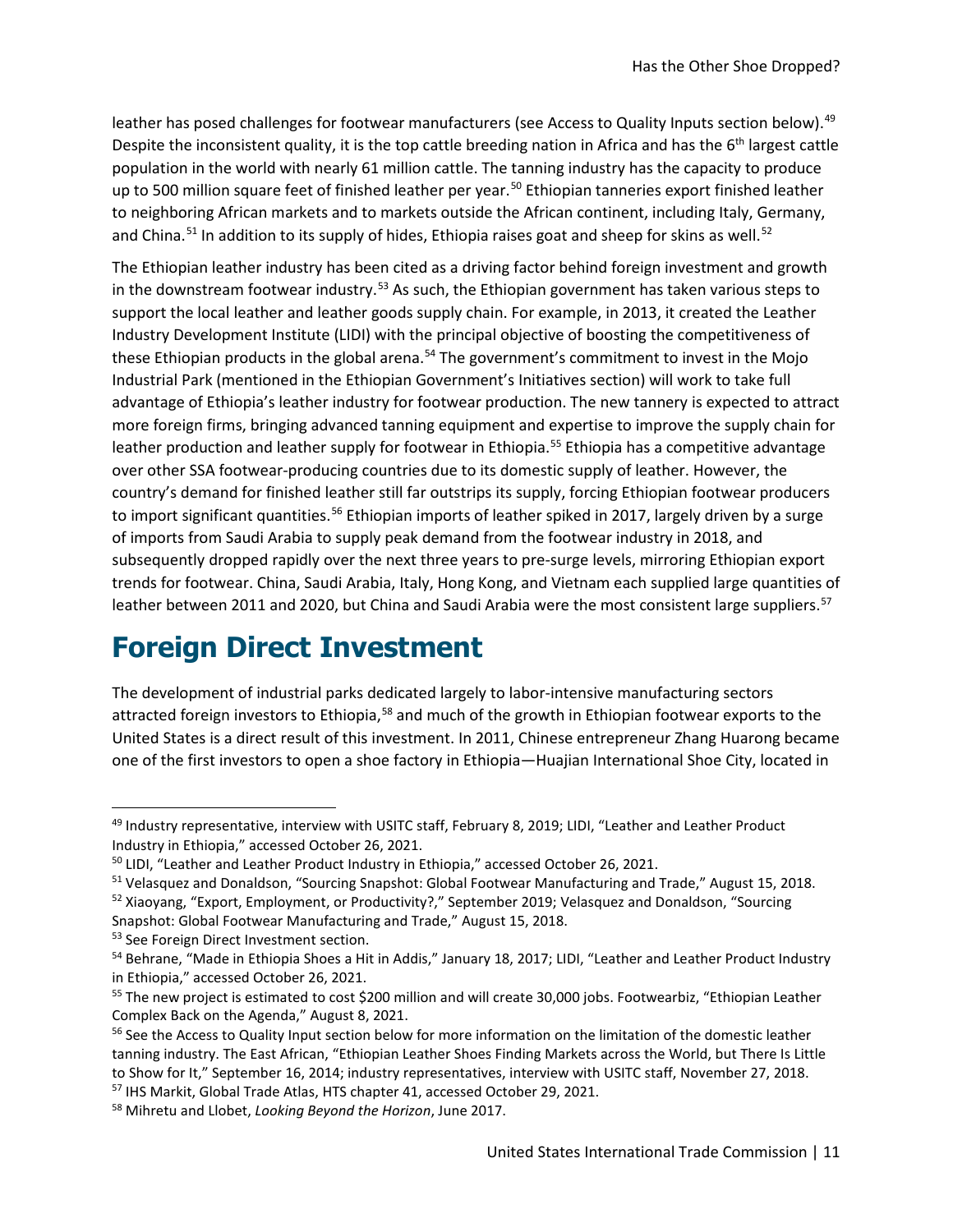leather has posed challenges for footwear manufacturers (see Access to Quality Inputs section below).[49] Despite the inconsistent quality, it is the top cattle breeding nation in Africa and has the 6th largest cattle population in the world with nearly 61 million cattle. The tanning industry has the capacity to produce up to 500 million square feet of finished leather per year.[50] Ethiopian tanneries export finished leather to neighboring African markets and to markets outside the African continent, including Italy, Germany, and China.[51] In addition to its supply of hides, Ethiopia raises goat and sheep for skins as well.[52]

The Ethiopian leather industry has been cited as a driving factor behind foreign investment and growth in the downstream footwear industry.[53] As such, the Ethiopian government has taken various steps to support the local leather and leather goods supply chain. For example, in 2013, it created the Leather Industry Development Institute (LIDI) with the principal objective of boosting the competitiveness of these Ethiopian products in the global arena.[54] The government's commitment to invest in the Mojo Industrial Park (mentioned in the Ethiopian Government's Initiatives section) will work to take full advantage of Ethiopia's leather industry for footwear production. The new tannery is expected to attract more foreign firms, bringing advanced tanning equipment and expertise to improve the supply chain for leather production and leather supply for footwear in Ethiopia.[55] Ethiopia has a competitive advantage over other SSA footwear-producing countries due to its domestic supply of leather. However, the country's demand for finished leather still far outstrips its supply, forcing Ethiopian footwear producers to import significant quantities.[56] Ethiopian imports of leather spiked in 2017, largely driven by a surge of imports from Saudi Arabia to supply peak demand from the footwear industry in 2018, and subsequently dropped rapidly over the next three years to pre-surge levels, mirroring Ethiopian export trends for footwear. China, Saudi Arabia, Italy, Hong Kong, and Vietnam each supplied large quantities of leather between 2011 and 2020, but China and Saudi Arabia were the most consistent large suppliers.[57]

# Foreign Direct Investment

The development of industrial parks dedicated largely to labor-intensive manufacturing sectors attracted foreign investors to Ethiopia,[58] and much of the growth in Ethiopian footwear exports to the United States is a direct result of this investment. In 2011, Chinese entrepreneur Zhang Huarong became one of the first investors to open a shoe factory in Ethiopia—Huajian International Shoe City, located in

---

[49] Industry representative, interview with USITC staff, February 8, 2019; LIDI, "Leather and Leather Product Industry in Ethiopia," accessed October 26, 2021.

[50] LIDI, "Leather and Leather Product Industry in Ethiopia," accessed October 26, 2021.

[51] Velasquez and Donaldson, "Sourcing Snapshot: Global Footwear Manufacturing and Trade," August 15, 2018.

[52] Xiaoyang, "Export, Employment, or Productivity?," September 2019; Velasquez and Donaldson, "Sourcing Snapshot: Global Footwear Manufacturing and Trade," August 15, 2018.

[53] See Foreign Direct Investment section.

[54] Behrane, "Made in Ethiopia Shoes a Hit in Addis," January 18, 2017; LIDI, "Leather and Leather Product Industry in Ethiopia," accessed October 26, 2021.

[55] The new project is estimated to cost $200 million and will create 30,000 jobs. Footwearbiz, "Ethiopian Leather Complex Back on the Agenda," August 8, 2021.

[56] See the Access to Quality Input section below for more information on the limitation of the domestic leather tanning industry. The East African, "Ethiopian Leather Shoes Finding Markets across the World, but There Is Little to Show for It," September 16, 2014; industry representatives, interview with USITC staff, November 27, 2018.

[57] IHS Markit, Global Trade Atlas, HTS chapter 41, accessed October 29, 2021.

[58] Mihretu and Llobet, *Looking Beyond the Horizon*, June 2017.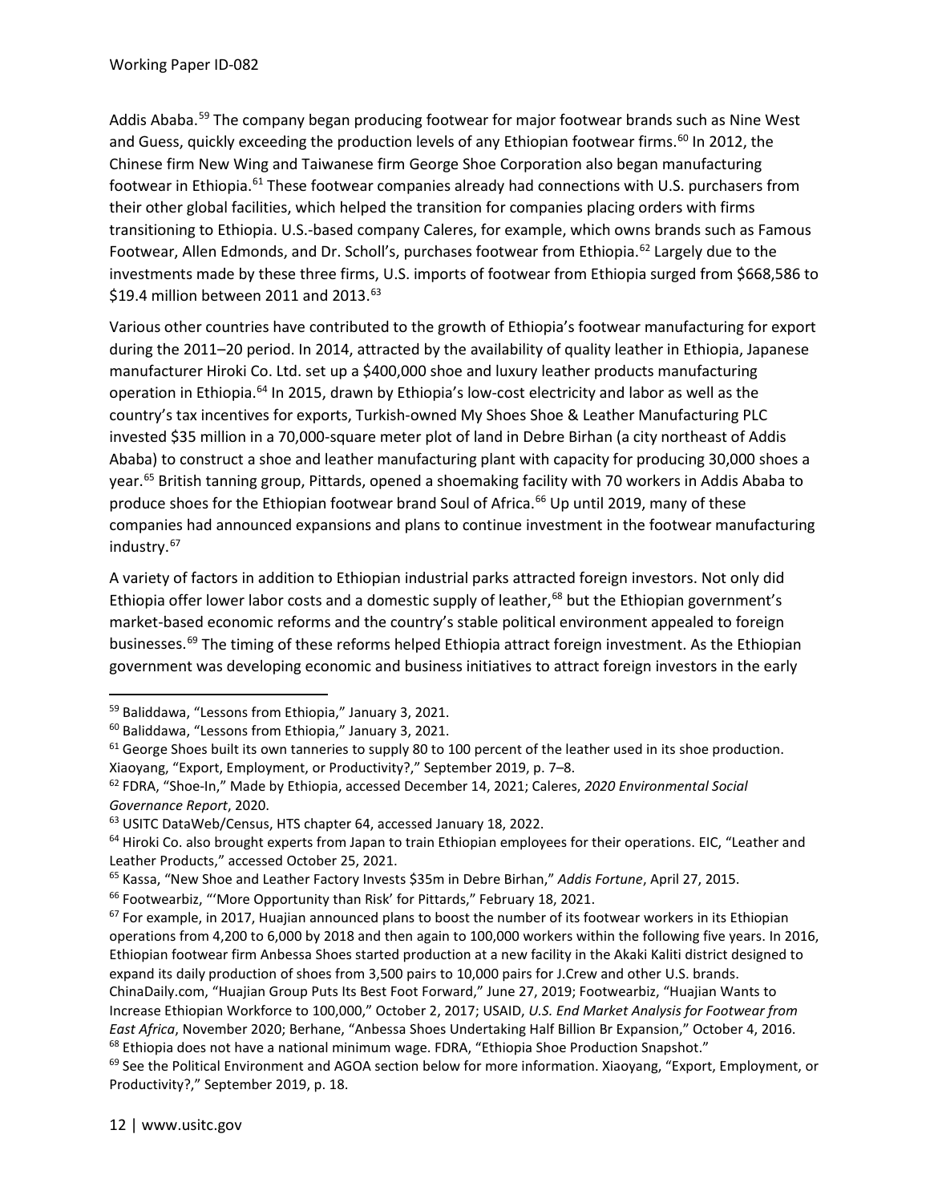Addis Ababa.[59] The company began producing footwear for major footwear brands such as Nine West and Guess, quickly exceeding the production levels of any Ethiopian footwear firms.[60] In 2012, the Chinese firm New Wing and Taiwanese firm George Shoe Corporation also began manufacturing footwear in Ethiopia.[61] These footwear companies already had connections with U.S. purchasers from their other global facilities, which helped the transition for companies placing orders with firms transitioning to Ethiopia. U.S.-based company Caleres, for example, which owns brands such as Famous Footwear, Allen Edmonds, and Dr. Scholl's, purchases footwear from Ethiopia.[62] Largely due to the investments made by these three firms, U.S. imports of footwear from Ethiopia surged from $668,586 to $19.4 million between 2011 and 2013.[63]

Various other countries have contributed to the growth of Ethiopia's footwear manufacturing for export during the 2011–20 period. In 2014, attracted by the availability of quality leather in Ethiopia, Japanese manufacturer Hiroki Co. Ltd. set up a $400,000 shoe and luxury leather products manufacturing operation in Ethiopia.[64] In 2015, drawn by Ethiopia's low-cost electricity and labor as well as the country's tax incentives for exports, Turkish-owned My Shoes Shoe & Leather Manufacturing PLC invested $35 million in a 70,000-square meter plot of land in Debre Birhan (a city northeast of Addis Ababa) to construct a shoe and leather manufacturing plant with capacity for producing 30,000 shoes a year.[65] British tanning group, Pittards, opened a shoemaking facility with 70 workers in Addis Ababa to produce shoes for the Ethiopian footwear brand Soul of Africa.[66] Up until 2019, many of these companies had announced expansions and plans to continue investment in the footwear manufacturing industry.[67]

A variety of factors in addition to Ethiopian industrial parks attracted foreign investors. Not only did Ethiopia offer lower labor costs and a domestic supply of leather,[68] but the Ethiopian government's market-based economic reforms and the country's stable political environment appealed to foreign businesses.[69] The timing of these reforms helped Ethiopia attract foreign investment. As the Ethiopian government was developing economic and business initiatives to attract foreign investors in the early

---

[59] Baliddawa, "Lessons from Ethiopia," January 3, 2021.

[60] Baliddawa, "Lessons from Ethiopia," January 3, 2021.

[61] George Shoes built its own tanneries to supply 80 to 100 percent of the leather used in its shoe production. Xiaoyang, "Export, Employment, or Productivity?," September 2019, p. 7–8.

[62] FDRA, "Shoe-In," Made by Ethiopia, accessed December 14, 2021; Caleres, *2020 Environmental Social Governance Report*, 2020.

[63] USITC DataWeb/Census, HTS chapter 64, accessed January 18, 2022.

[64] Hiroki Co. also brought experts from Japan to train Ethiopian employees for their operations. EIC, "Leather and Leather Products," accessed October 25, 2021.

[65] Kassa, "New Shoe and Leather Factory Invests $35m in Debre Birhan," *Addis Fortune*, April 27, 2015.

[66] Footwearbiz, "'More Opportunity than Risk' for Pittards," February 18, 2021.

[67] For example, in 2017, Huajian announced plans to boost the number of its footwear workers in its Ethiopian operations from 4,200 to 6,000 by 2018 and then again to 100,000 workers within the following five years. In 2016, Ethiopian footwear firm Anbessa Shoes started production at a new facility in the Akaki Kaliti district designed to expand its daily production of shoes from 3,500 pairs to 10,000 pairs for J.Crew and other U.S. brands. ChinaDaily.com, "Huajian Group Puts Its Best Foot Forward," June 27, 2019; Footwearbiz, "Huajian Wants to Increase Ethiopian Workforce to 100,000," October 2, 2017; USAID, *U.S. End Market Analysis for Footwear from East Africa*, November 2020; Berhane, "Anbessa Shoes Undertaking Half Billion Br Expansion," October 4, 2016.

[68] Ethiopia does not have a national minimum wage. FDRA, "Ethiopia Shoe Production Snapshot."

[69] See the Political Environment and AGOA section below for more information. Xiaoyang, "Export, Employment, or Productivity?," September 2019, p. 18.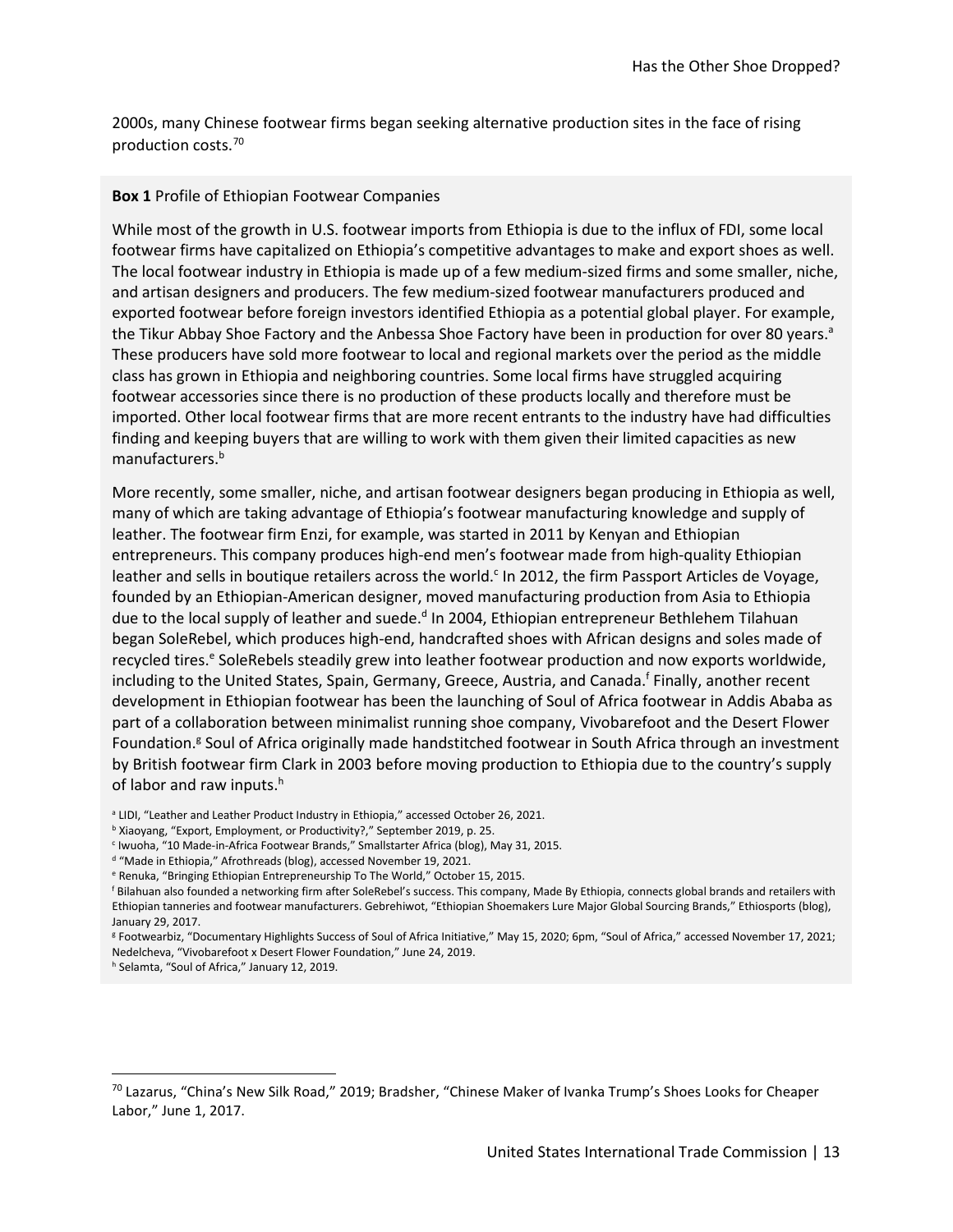2000s, many Chinese footwear firms began seeking alternative production sites in the face of rising production costs.[70]

**Box 1** Profile of Ethiopian Footwear Companies

While most of the growth in U.S. footwear imports from Ethiopia is due to the influx of FDI, some local footwear firms have capitalized on Ethiopia's competitive advantages to make and export shoes as well. The local footwear industry in Ethiopia is made up of a few medium-sized firms and some smaller, niche, and artisan designers and producers. The few medium-sized footwear manufacturers produced and exported footwear before foreign investors identified Ethiopia as a potential global player. For example, the Tikur Abbay Shoe Factory and the Anbessa Shoe Factory have been in production for over 80 years.[a] These producers have sold more footwear to local and regional markets over the period as the middle class has grown in Ethiopia and neighboring countries. Some local firms have struggled acquiring footwear accessories since there is no production of these products locally and therefore must be imported. Other local footwear firms that are more recent entrants to the industry have had difficulties finding and keeping buyers that are willing to work with them given their limited capacities as new manufacturers.[b]

More recently, some smaller, niche, and artisan footwear designers began producing in Ethiopia as well, many of which are taking advantage of Ethiopia's footwear manufacturing knowledge and supply of leather. The footwear firm Enzi, for example, was started in 2011 by Kenyan and Ethiopian entrepreneurs. This company produces high-end men's footwear made from high-quality Ethiopian leather and sells in boutique retailers across the world.[c] In 2012, the firm Passport Articles de Voyage, founded by an Ethiopian-American designer, moved manufacturing production from Asia to Ethiopia due to the local supply of leather and suede.[d] In 2004, Ethiopian entrepreneur Bethlehem Tilahuan began SoleRebel, which produces high-end, handcrafted shoes with African designs and soles made of recycled tires.[e] SoleRebels steadily grew into leather footwear production and now exports worldwide, including to the United States, Spain, Germany, Greece, Austria, and Canada.[f] Finally, another recent development in Ethiopian footwear has been the launching of Soul of Africa footwear in Addis Ababa as part of a collaboration between minimalist running shoe company, Vivobarefoot and the Desert Flower Foundation.[g] Soul of Africa originally made handstitched footwear in South Africa through an investment by British footwear firm Clark in 2003 before moving production to Ethiopia due to the country's supply of labor and raw inputs.[h]

[a] LIDI, "Leather and Leather Product Industry in Ethiopia," accessed October 26, 2021.
[b] Xiaoyang, "Export, Employment, or Productivity?," September 2019, p. 25.
[c] Iwuoha, "10 Made-in-Africa Footwear Brands," Smallstarter Africa (blog), May 31, 2015.
[d] "Made in Ethiopia," Afrothreads (blog), accessed November 19, 2021.
[e] Renuka, "Bringing Ethiopian Entrepreneurship To The World," October 15, 2015.
[f] Bilahuan also founded a networking firm after SoleRebel's success. This company, Made By Ethiopia, connects global brands and retailers with Ethiopian tanneries and footwear manufacturers. Gebrehiwot, "Ethiopian Shoemakers Lure Major Global Sourcing Brands," Ethiosports (blog), January 29, 2017.
[g] Footwearbiz, "Documentary Highlights Success of Soul of Africa Initiative," May 15, 2020; 6pm, "Soul of Africa," accessed November 17, 2021; Nedelcheva, "Vivobarefoot x Desert Flower Foundation," June 24, 2019.
[h] Selamta, "Soul of Africa," January 12, 2019.

[70] Lazarus, "China's New Silk Road," 2019; Bradsher, "Chinese Maker of Ivanka Trump's Shoes Looks for Cheaper Labor," June 1, 2017.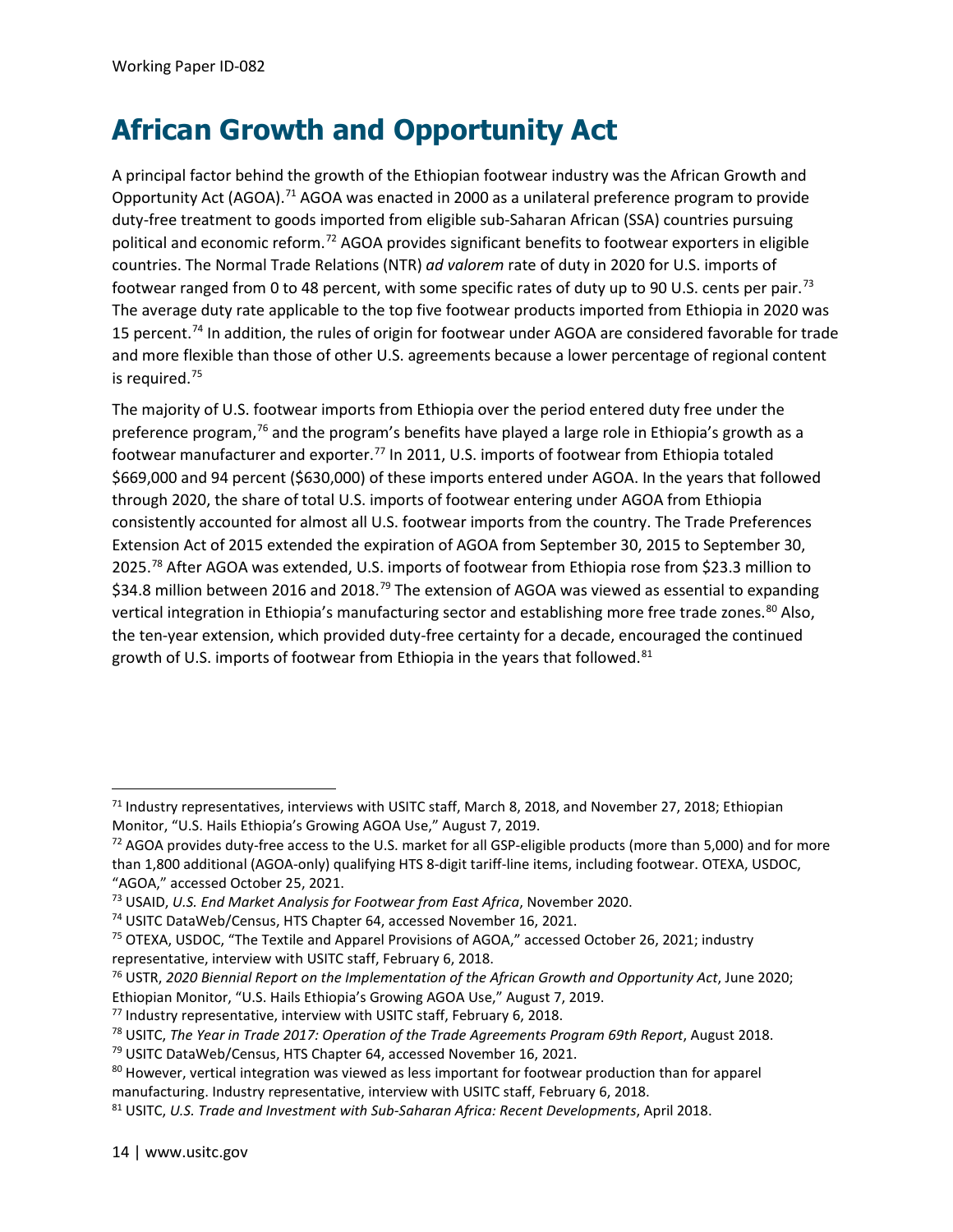# African Growth and Opportunity Act

A principal factor behind the growth of the Ethiopian footwear industry was the African Growth and Opportunity Act (AGOA).[71] AGOA was enacted in 2000 as a unilateral preference program to provide duty-free treatment to goods imported from eligible sub-Saharan African (SSA) countries pursuing political and economic reform.[72] AGOA provides significant benefits to footwear exporters in eligible countries. The Normal Trade Relations (NTR) *ad valorem* rate of duty in 2020 for U.S. imports of footwear ranged from 0 to 48 percent, with some specific rates of duty up to 90 U.S. cents per pair.[73] The average duty rate applicable to the top five footwear products imported from Ethiopia in 2020 was 15 percent.[74] In addition, the rules of origin for footwear under AGOA are considered favorable for trade and more flexible than those of other U.S. agreements because a lower percentage of regional content is required.[75]

The majority of U.S. footwear imports from Ethiopia over the period entered duty free under the preference program,[76] and the program's benefits have played a large role in Ethiopia's growth as a footwear manufacturer and exporter.[77] In 2011, U.S. imports of footwear from Ethiopia totaled $669,000 and 94 percent ($630,000) of these imports entered under AGOA. In the years that followed through 2020, the share of total U.S. imports of footwear entering under AGOA from Ethiopia consistently accounted for almost all U.S. footwear imports from the country. The Trade Preferences Extension Act of 2015 extended the expiration of AGOA from September 30, 2015 to September 30, 2025.[78] After AGOA was extended, U.S. imports of footwear from Ethiopia rose from $23.3 million to $34.8 million between 2016 and 2018.[79] The extension of AGOA was viewed as essential to expanding vertical integration in Ethiopia's manufacturing sector and establishing more free trade zones.[80] Also, the ten-year extension, which provided duty-free certainty for a decade, encouraged the continued growth of U.S. imports of footwear from Ethiopia in the years that followed.[81]

---

[71] Industry representatives, interviews with USITC staff, March 8, 2018, and November 27, 2018; Ethiopian Monitor, "U.S. Hails Ethiopia's Growing AGOA Use," August 7, 2019.

[72] AGOA provides duty-free access to the U.S. market for all GSP-eligible products (more than 5,000) and for more than 1,800 additional (AGOA-only) qualifying HTS 8-digit tariff-line items, including footwear. OTEXA, USDOC, "AGOA," accessed October 25, 2021.

[73] USAID, *U.S. End Market Analysis for Footwear from East Africa*, November 2020.

[74] USITC DataWeb/Census, HTS Chapter 64, accessed November 16, 2021.

[75] OTEXA, USDOC, "The Textile and Apparel Provisions of AGOA," accessed October 26, 2021; industry representative, interview with USITC staff, February 6, 2018.

[76] USTR, *2020 Biennial Report on the Implementation of the African Growth and Opportunity Act*, June 2020; Ethiopian Monitor, "U.S. Hails Ethiopia's Growing AGOA Use," August 7, 2019.

[77] Industry representative, interview with USITC staff, February 6, 2018.

[78] USITC, *The Year in Trade 2017: Operation of the Trade Agreements Program 69th Report*, August 2018.

[79] USITC DataWeb/Census, HTS Chapter 64, accessed November 16, 2021.

[80] However, vertical integration was viewed as less important for footwear production than for apparel manufacturing. Industry representative, interview with USITC staff, February 6, 2018.

[81] USITC, *U.S. Trade and Investment with Sub-Saharan Africa: Recent Developments*, April 2018.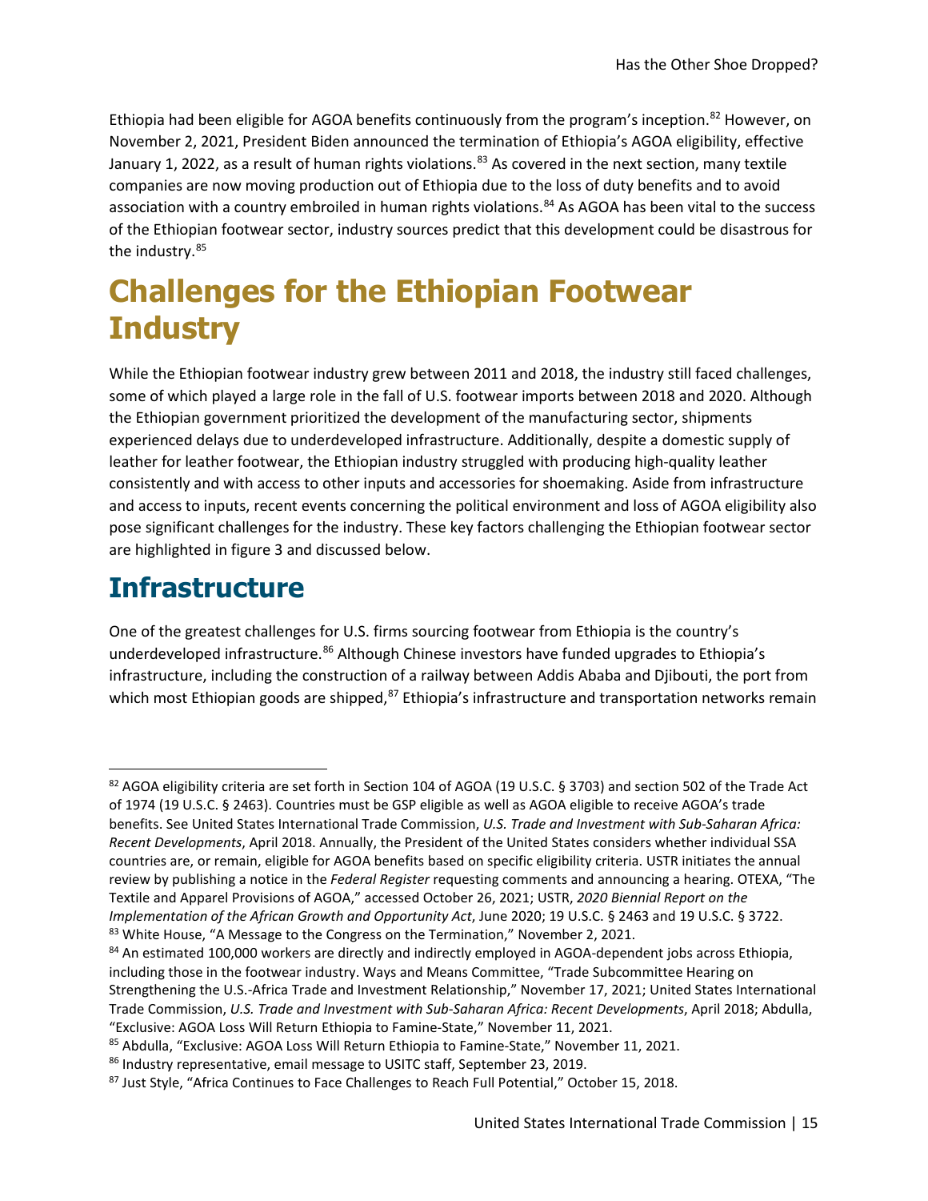Ethiopia had been eligible for AGOA benefits continuously from the program's inception.[82] However, on November 2, 2021, President Biden announced the termination of Ethiopia's AGOA eligibility, effective January 1, 2022, as a result of human rights violations.[83] As covered in the next section, many textile companies are now moving production out of Ethiopia due to the loss of duty benefits and to avoid association with a country embroiled in human rights violations.[84] As AGOA has been vital to the success of the Ethiopian footwear sector, industry sources predict that this development could be disastrous for the industry.[85]

# Challenges for the Ethiopian Footwear Industry

While the Ethiopian footwear industry grew between 2011 and 2018, the industry still faced challenges, some of which played a large role in the fall of U.S. footwear imports between 2018 and 2020. Although the Ethiopian government prioritized the development of the manufacturing sector, shipments experienced delays due to underdeveloped infrastructure. Additionally, despite a domestic supply of leather for leather footwear, the Ethiopian industry struggled with producing high-quality leather consistently and with access to other inputs and accessories for shoemaking. Aside from infrastructure and access to inputs, recent events concerning the political environment and loss of AGOA eligibility also pose significant challenges for the industry. These key factors challenging the Ethiopian footwear sector are highlighted in figure 3 and discussed below.

## Infrastructure

One of the greatest challenges for U.S. firms sourcing footwear from Ethiopia is the country's underdeveloped infrastructure.[86] Although Chinese investors have funded upgrades to Ethiopia's infrastructure, including the construction of a railway between Addis Ababa and Djibouti, the port from which most Ethiopian goods are shipped,[87] Ethiopia's infrastructure and transportation networks remain

---

[82] AGOA eligibility criteria are set forth in Section 104 of AGOA (19 U.S.C. § 3703) and section 502 of the Trade Act of 1974 (19 U.S.C. § 2463). Countries must be GSP eligible as well as AGOA eligible to receive AGOA's trade benefits. See United States International Trade Commission, *U.S. Trade and Investment with Sub-Saharan Africa: Recent Developments*, April 2018. Annually, the President of the United States considers whether individual SSA countries are, or remain, eligible for AGOA benefits based on specific eligibility criteria. USTR initiates the annual review by publishing a notice in the *Federal Register* requesting comments and announcing a hearing. OTEXA, "The Textile and Apparel Provisions of AGOA," accessed October 26, 2021; USTR, *2020 Biennial Report on the Implementation of the African Growth and Opportunity Act*, June 2020; 19 U.S.C. § 2463 and 19 U.S.C. § 3722.

[83] White House, "A Message to the Congress on the Termination," November 2, 2021.

[84] An estimated 100,000 workers are directly and indirectly employed in AGOA-dependent jobs across Ethiopia, including those in the footwear industry. Ways and Means Committee, "Trade Subcommittee Hearing on Strengthening the U.S.-Africa Trade and Investment Relationship," November 17, 2021; United States International Trade Commission, *U.S. Trade and Investment with Sub-Saharan Africa: Recent Developments*, April 2018; Abdulla, "Exclusive: AGOA Loss Will Return Ethiopia to Famine-State," November 11, 2021.

[85] Abdulla, "Exclusive: AGOA Loss Will Return Ethiopia to Famine-State," November 11, 2021.

[86] Industry representative, email message to USITC staff, September 23, 2019.

[87] Just Style, "Africa Continues to Face Challenges to Reach Full Potential," October 15, 2018.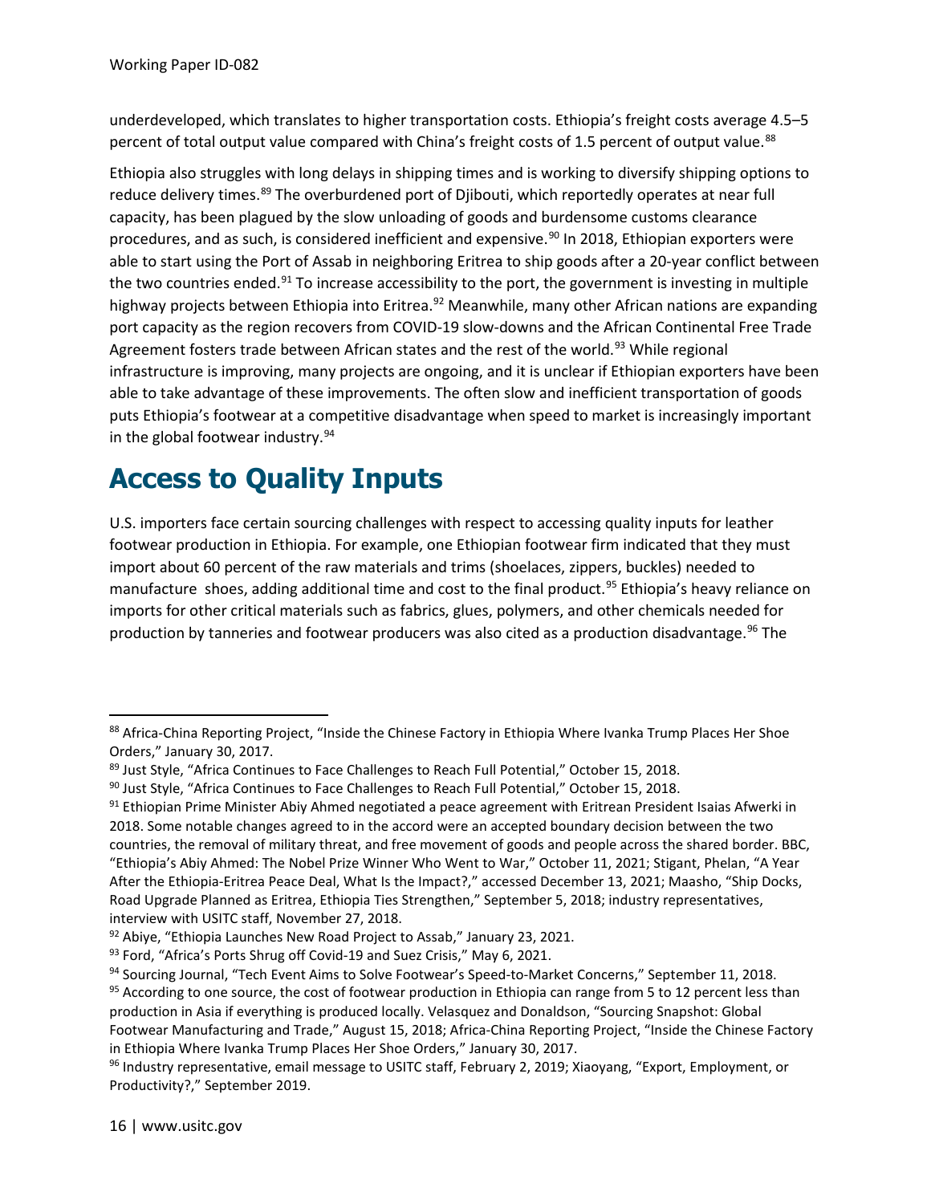underdeveloped, which translates to higher transportation costs. Ethiopia's freight costs average 4.5–5 percent of total output value compared with China's freight costs of 1.5 percent of output value.[88]

Ethiopia also struggles with long delays in shipping times and is working to diversify shipping options to reduce delivery times.[89] The overburdened port of Djibouti, which reportedly operates at near full capacity, has been plagued by the slow unloading of goods and burdensome customs clearance procedures, and as such, is considered inefficient and expensive.[90] In 2018, Ethiopian exporters were able to start using the Port of Assab in neighboring Eritrea to ship goods after a 20-year conflict between the two countries ended.[91] To increase accessibility to the port, the government is investing in multiple highway projects between Ethiopia into Eritrea.[92] Meanwhile, many other African nations are expanding port capacity as the region recovers from COVID-19 slow-downs and the African Continental Free Trade Agreement fosters trade between African states and the rest of the world.[93] While regional infrastructure is improving, many projects are ongoing, and it is unclear if Ethiopian exporters have been able to take advantage of these improvements. The often slow and inefficient transportation of goods puts Ethiopia's footwear at a competitive disadvantage when speed to market is increasingly important in the global footwear industry.[94]

# Access to Quality Inputs

U.S. importers face certain sourcing challenges with respect to accessing quality inputs for leather footwear production in Ethiopia. For example, one Ethiopian footwear firm indicated that they must import about 60 percent of the raw materials and trims (shoelaces, zippers, buckles) needed to manufacture shoes, adding additional time and cost to the final product.[95] Ethiopia's heavy reliance on imports for other critical materials such as fabrics, glues, polymers, and other chemicals needed for production by tanneries and footwear producers was also cited as a production disadvantage.[96] The

---

[88] Africa-China Reporting Project, "Inside the Chinese Factory in Ethiopia Where Ivanka Trump Places Her Shoe Orders," January 30, 2017.

[89] Just Style, "Africa Continues to Face Challenges to Reach Full Potential," October 15, 2018.

[90] Just Style, "Africa Continues to Face Challenges to Reach Full Potential," October 15, 2018.

[91] Ethiopian Prime Minister Abiy Ahmed negotiated a peace agreement with Eritrean President Isaias Afwerki in 2018. Some notable changes agreed to in the accord were an accepted boundary decision between the two countries, the removal of military threat, and free movement of goods and people across the shared border. BBC, "Ethiopia's Abiy Ahmed: The Nobel Prize Winner Who Went to War," October 11, 2021; Stigant, Phelan, "A Year After the Ethiopia-Eritrea Peace Deal, What Is the Impact?," accessed December 13, 2021; Maasho, "Ship Docks, Road Upgrade Planned as Eritrea, Ethiopia Ties Strengthen," September 5, 2018; industry representatives, interview with USITC staff, November 27, 2018.

[92] Abiye, "Ethiopia Launches New Road Project to Assab," January 23, 2021.

[93] Ford, "Africa's Ports Shrug off Covid-19 and Suez Crisis," May 6, 2021.

[94] Sourcing Journal, "Tech Event Aims to Solve Footwear's Speed-to-Market Concerns," September 11, 2018.

[95] According to one source, the cost of footwear production in Ethiopia can range from 5 to 12 percent less than production in Asia if everything is produced locally. Velasquez and Donaldson, "Sourcing Snapshot: Global Footwear Manufacturing and Trade," August 15, 2018; Africa-China Reporting Project, "Inside the Chinese Factory in Ethiopia Where Ivanka Trump Places Her Shoe Orders," January 30, 2017.

[96] Industry representative, email message to USITC staff, February 2, 2019; Xiaoyang, "Export, Employment, or Productivity?," September 2019.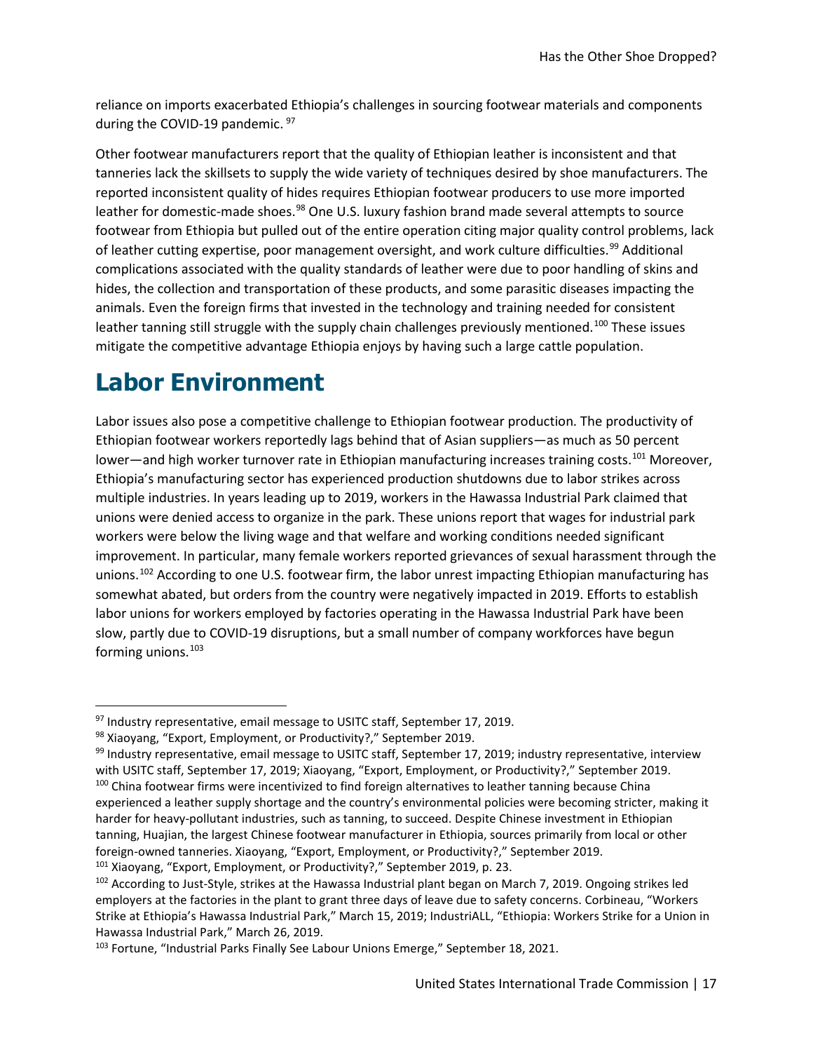reliance on imports exacerbated Ethiopia's challenges in sourcing footwear materials and components during the COVID-19 pandemic. [97]

Other footwear manufacturers report that the quality of Ethiopian leather is inconsistent and that tanneries lack the skillsets to supply the wide variety of techniques desired by shoe manufacturers. The reported inconsistent quality of hides requires Ethiopian footwear producers to use more imported leather for domestic-made shoes.[98] One U.S. luxury fashion brand made several attempts to source footwear from Ethiopia but pulled out of the entire operation citing major quality control problems, lack of leather cutting expertise, poor management oversight, and work culture difficulties.[99] Additional complications associated with the quality standards of leather were due to poor handling of skins and hides, the collection and transportation of these products, and some parasitic diseases impacting the animals. Even the foreign firms that invested in the technology and training needed for consistent leather tanning still struggle with the supply chain challenges previously mentioned.[100] These issues mitigate the competitive advantage Ethiopia enjoys by having such a large cattle population.

# Labor Environment

Labor issues also pose a competitive challenge to Ethiopian footwear production. The productivity of Ethiopian footwear workers reportedly lags behind that of Asian suppliers—as much as 50 percent lower—and high worker turnover rate in Ethiopian manufacturing increases training costs.[101] Moreover, Ethiopia's manufacturing sector has experienced production shutdowns due to labor strikes across multiple industries. In years leading up to 2019, workers in the Hawassa Industrial Park claimed that unions were denied access to organize in the park. These unions report that wages for industrial park workers were below the living wage and that welfare and working conditions needed significant improvement. In particular, many female workers reported grievances of sexual harassment through the unions.[102] According to one U.S. footwear firm, the labor unrest impacting Ethiopian manufacturing has somewhat abated, but orders from the country were negatively impacted in 2019. Efforts to establish labor unions for workers employed by factories operating in the Hawassa Industrial Park have been slow, partly due to COVID-19 disruptions, but a small number of company workforces have begun forming unions.[103]

---

[97] Industry representative, email message to USITC staff, September 17, 2019.

[98] Xiaoyang, "Export, Employment, or Productivity?," September 2019.

[99] Industry representative, email message to USITC staff, September 17, 2019; industry representative, interview with USITC staff, September 17, 2019; Xiaoyang, "Export, Employment, or Productivity?," September 2019.

[100] China footwear firms were incentivized to find foreign alternatives to leather tanning because China experienced a leather supply shortage and the country's environmental policies were becoming stricter, making it harder for heavy-pollutant industries, such as tanning, to succeed. Despite Chinese investment in Ethiopian tanning, Huajian, the largest Chinese footwear manufacturer in Ethiopia, sources primarily from local or other foreign-owned tanneries. Xiaoyang, "Export, Employment, or Productivity?," September 2019.

[101] Xiaoyang, "Export, Employment, or Productivity?," September 2019, p. 23.

[102] According to Just-Style, strikes at the Hawassa Industrial plant began on March 7, 2019. Ongoing strikes led employers at the factories in the plant to grant three days of leave due to safety concerns. Corbineau, "Workers Strike at Ethiopia's Hawassa Industrial Park," March 15, 2019; IndustriALL, "Ethiopia: Workers Strike for a Union in Hawassa Industrial Park," March 26, 2019.

[103] Fortune, "Industrial Parks Finally See Labour Unions Emerge," September 18, 2021.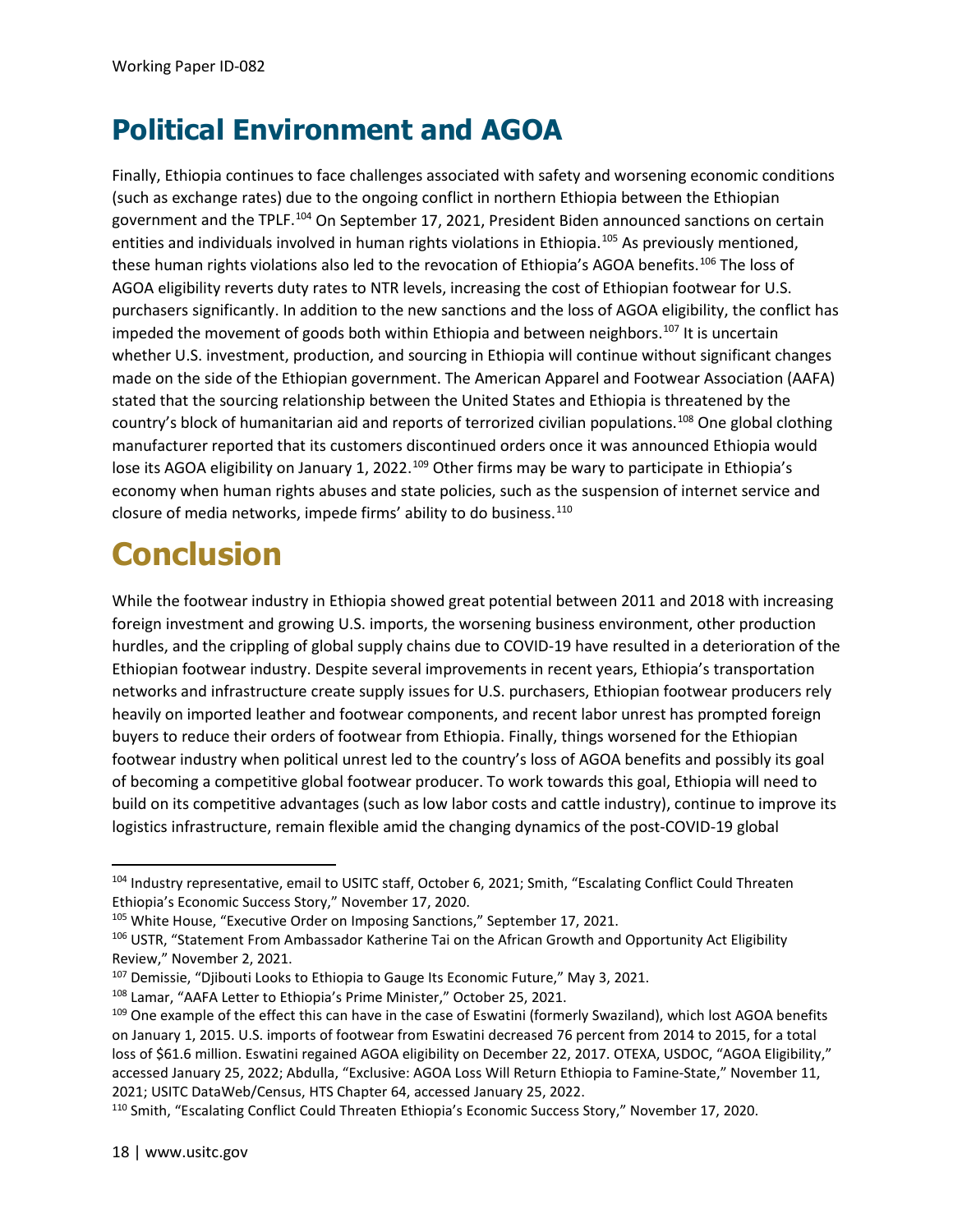## Political Environment and AGOA

Finally, Ethiopia continues to face challenges associated with safety and worsening economic conditions (such as exchange rates) due to the ongoing conflict in northern Ethiopia between the Ethiopian government and the TPLF.[104] On September 17, 2021, President Biden announced sanctions on certain entities and individuals involved in human rights violations in Ethiopia.[105] As previously mentioned, these human rights violations also led to the revocation of Ethiopia's AGOA benefits.[106] The loss of AGOA eligibility reverts duty rates to NTR levels, increasing the cost of Ethiopian footwear for U.S. purchasers significantly. In addition to the new sanctions and the loss of AGOA eligibility, the conflict has impeded the movement of goods both within Ethiopia and between neighbors.[107] It is uncertain whether U.S. investment, production, and sourcing in Ethiopia will continue without significant changes made on the side of the Ethiopian government. The American Apparel and Footwear Association (AAFA) stated that the sourcing relationship between the United States and Ethiopia is threatened by the country's block of humanitarian aid and reports of terrorized civilian populations.[108] One global clothing manufacturer reported that its customers discontinued orders once it was announced Ethiopia would lose its AGOA eligibility on January 1, 2022.[109] Other firms may be wary to participate in Ethiopia's economy when human rights abuses and state policies, such as the suspension of internet service and closure of media networks, impede firms' ability to do business.[110]

# Conclusion

While the footwear industry in Ethiopia showed great potential between 2011 and 2018 with increasing foreign investment and growing U.S. imports, the worsening business environment, other production hurdles, and the crippling of global supply chains due to COVID-19 have resulted in a deterioration of the Ethiopian footwear industry. Despite several improvements in recent years, Ethiopia's transportation networks and infrastructure create supply issues for U.S. purchasers, Ethiopian footwear producers rely heavily on imported leather and footwear components, and recent labor unrest has prompted foreign buyers to reduce their orders of footwear from Ethiopia. Finally, things worsened for the Ethiopian footwear industry when political unrest led to the country's loss of AGOA benefits and possibly its goal of becoming a competitive global footwear producer. To work towards this goal, Ethiopia will need to build on its competitive advantages (such as low labor costs and cattle industry), continue to improve its logistics infrastructure, remain flexible amid the changing dynamics of the post-COVID-19 global

---

[104] Industry representative, email to USITC staff, October 6, 2021; Smith, "Escalating Conflict Could Threaten Ethiopia's Economic Success Story," November 17, 2020.

[105] White House, "Executive Order on Imposing Sanctions," September 17, 2021.

[106] USTR, "Statement From Ambassador Katherine Tai on the African Growth and Opportunity Act Eligibility Review," November 2, 2021.

[107] Demissie, "Djibouti Looks to Ethiopia to Gauge Its Economic Future," May 3, 2021.

[108] Lamar, "AAFA Letter to Ethiopia's Prime Minister," October 25, 2021.

[109] One example of the effect this can have in the case of Eswatini (formerly Swaziland), which lost AGOA benefits on January 1, 2015. U.S. imports of footwear from Eswatini decreased 76 percent from 2014 to 2015, for a total loss of $61.6 million. Eswatini regained AGOA eligibility on December 22, 2017. OTEXA, USDOC, "AGOA Eligibility," accessed January 25, 2022; Abdulla, "Exclusive: AGOA Loss Will Return Ethiopia to Famine-State," November 11, 2021; USITC DataWeb/Census, HTS Chapter 64, accessed January 25, 2022.

[110] Smith, "Escalating Conflict Could Threaten Ethiopia's Economic Success Story," November 17, 2020.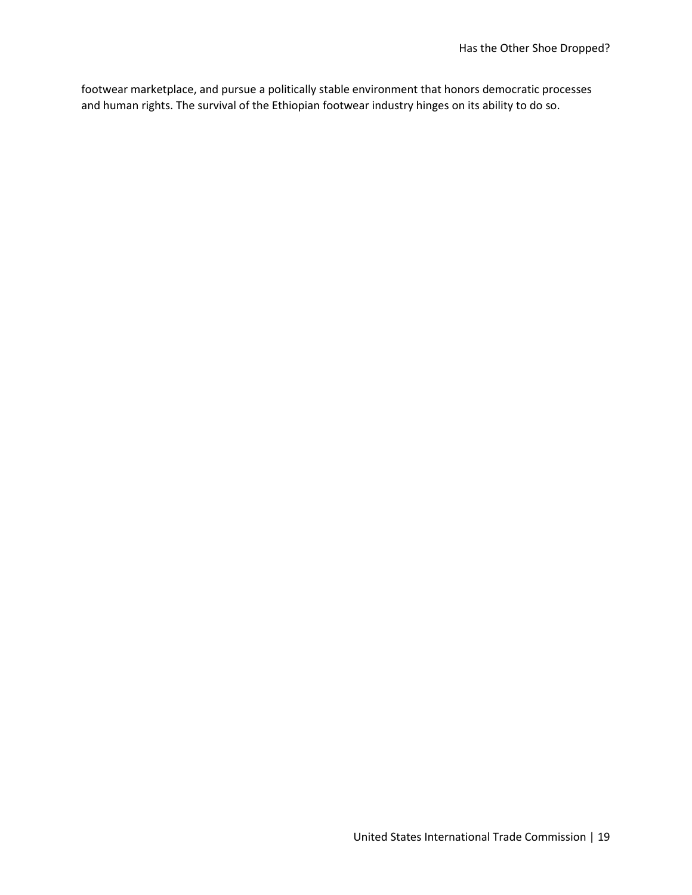footwear marketplace, and pursue a politically stable environment that honors democratic processes and human rights. The survival of the Ethiopian footwear industry hinges on its ability to do so.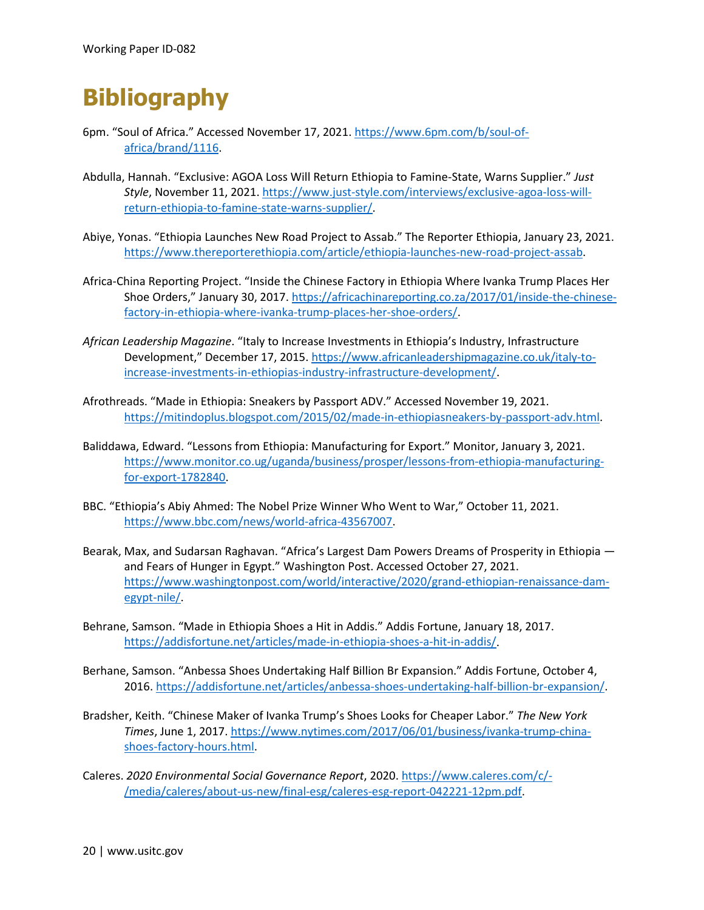# Bibliography

6pm. "Soul of Africa." Accessed November 17, 2021. https://www.6pm.com/b/soul-of-africa/brand/1116.

Abdulla, Hannah. "Exclusive: AGOA Loss Will Return Ethiopia to Famine-State, Warns Supplier." *Just Style*, November 11, 2021. https://www.just-style.com/interviews/exclusive-agoa-loss-will-return-ethiopia-to-famine-state-warns-supplier/.

Abiye, Yonas. "Ethiopia Launches New Road Project to Assab." The Reporter Ethiopia, January 23, 2021. https://www.thereporterethiopia.com/article/ethiopia-launches-new-road-project-assab.

Africa-China Reporting Project. "Inside the Chinese Factory in Ethiopia Where Ivanka Trump Places Her Shoe Orders," January 30, 2017. https://africachinareporting.co.za/2017/01/inside-the-chinese-factory-in-ethiopia-where-ivanka-trump-places-her-shoe-orders/.

*African Leadership Magazine*. "Italy to Increase Investments in Ethiopia's Industry, Infrastructure Development," December 17, 2015. https://www.africanleadershipmagazine.co.uk/italy-to-increase-investments-in-ethiopias-industry-infrastructure-development/.

Afrothreads. "Made in Ethiopia: Sneakers by Passport ADV." Accessed November 19, 2021. https://mitindoplus.blogspot.com/2015/02/made-in-ethiopiasneakers-by-passport-adv.html.

Baliddawa, Edward. "Lessons from Ethiopia: Manufacturing for Export." Monitor, January 3, 2021. https://www.monitor.co.ug/uganda/business/prosper/lessons-from-ethiopia-manufacturing-for-export-1782840.

BBC. "Ethiopia's Abiy Ahmed: The Nobel Prize Winner Who Went to War," October 11, 2021. https://www.bbc.com/news/world-africa-43567007.

Bearak, Max, and Sudarsan Raghavan. "Africa's Largest Dam Powers Dreams of Prosperity in Ethiopia — and Fears of Hunger in Egypt." Washington Post. Accessed October 27, 2021. https://www.washingtonpost.com/world/interactive/2020/grand-ethiopian-renaissance-dam-egypt-nile/.

Behrane, Samson. "Made in Ethiopia Shoes a Hit in Addis." Addis Fortune, January 18, 2017. https://addisfortune.net/articles/made-in-ethiopia-shoes-a-hit-in-addis/.

Berhane, Samson. "Anbessa Shoes Undertaking Half Billion Br Expansion." Addis Fortune, October 4, 2016. https://addisfortune.net/articles/anbessa-shoes-undertaking-half-billion-br-expansion/.

Bradsher, Keith. "Chinese Maker of Ivanka Trump's Shoes Looks for Cheaper Labor." *The New York Times*, June 1, 2017. https://www.nytimes.com/2017/06/01/business/ivanka-trump-china-shoes-factory-hours.html.

Caleres. *2020 Environmental Social Governance Report*, 2020. https://www.caleres.com/c/-/media/caleres/about-us-new/final-esg/caleres-esg-report-042221-12pm.pdf.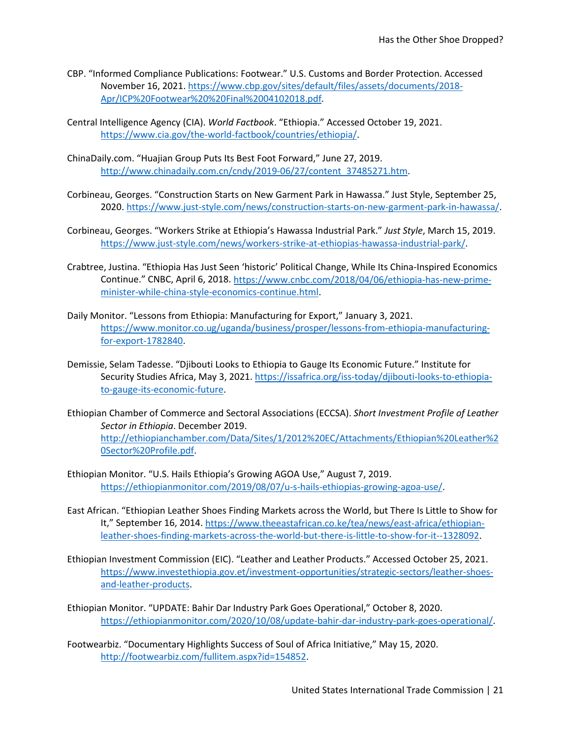CBP. "Informed Compliance Publications: Footwear." U.S. Customs and Border Protection. Accessed November 16, 2021. https://www.cbp.gov/sites/default/files/assets/documents/2018-Apr/ICP%20Footwear%20%20Final%2004102018.pdf.

Central Intelligence Agency (CIA). *World Factbook*. "Ethiopia." Accessed October 19, 2021. https://www.cia.gov/the-world-factbook/countries/ethiopia/.

ChinaDaily.com. "Huajian Group Puts Its Best Foot Forward," June 27, 2019. http://www.chinadaily.com.cn/cndy/2019-06/27/content_37485271.htm.

Corbineau, Georges. "Construction Starts on New Garment Park in Hawassa." Just Style, September 25, 2020. https://www.just-style.com/news/construction-starts-on-new-garment-park-in-hawassa/.

Corbineau, Georges. "Workers Strike at Ethiopia's Hawassa Industrial Park." *Just Style*, March 15, 2019. https://www.just-style.com/news/workers-strike-at-ethiopias-hawassa-industrial-park/.

Crabtree, Justina. "Ethiopia Has Just Seen 'historic' Political Change, While Its China-Inspired Economics Continue." CNBC, April 6, 2018. https://www.cnbc.com/2018/04/06/ethiopia-has-new-prime-minister-while-china-style-economics-continue.html.

Daily Monitor. "Lessons from Ethiopia: Manufacturing for Export," January 3, 2021. https://www.monitor.co.ug/uganda/business/prosper/lessons-from-ethiopia-manufacturing-for-export-1782840.

Demissie, Selam Tadesse. "Djibouti Looks to Ethiopia to Gauge Its Economic Future." Institute for Security Studies Africa, May 3, 2021. https://issafrica.org/iss-today/djibouti-looks-to-ethiopia-to-gauge-its-economic-future.

Ethiopian Chamber of Commerce and Sectoral Associations (ECCSA). *Short Investment Profile of Leather Sector in Ethiopia*. December 2019. http://ethiopianchamber.com/Data/Sites/1/2012%20EC/Attachments/Ethiopian%20Leather%20Sector%20Profile.pdf.

Ethiopian Monitor. "U.S. Hails Ethiopia's Growing AGOA Use," August 7, 2019. https://ethiopianmonitor.com/2019/08/07/u-s-hails-ethiopias-growing-agoa-use/.

East African. "Ethiopian Leather Shoes Finding Markets across the World, but There Is Little to Show for It," September 16, 2014. https://www.theeastafrican.co.ke/tea/news/east-africa/ethiopian-leather-shoes-finding-markets-across-the-world-but-there-is-little-to-show-for-it--1328092.

Ethiopian Investment Commission (EIC). "Leather and Leather Products." Accessed October 25, 2021. https://www.investethiopia.gov.et/investment-opportunities/strategic-sectors/leather-shoes-and-leather-products.

Ethiopian Monitor. "UPDATE: Bahir Dar Industry Park Goes Operational," October 8, 2020. https://ethiopianmonitor.com/2020/10/08/update-bahir-dar-industry-park-goes-operational/.

Footwearbiz. "Documentary Highlights Success of Soul of Africa Initiative," May 15, 2020. http://footwearbiz.com/fullitem.aspx?id=154852.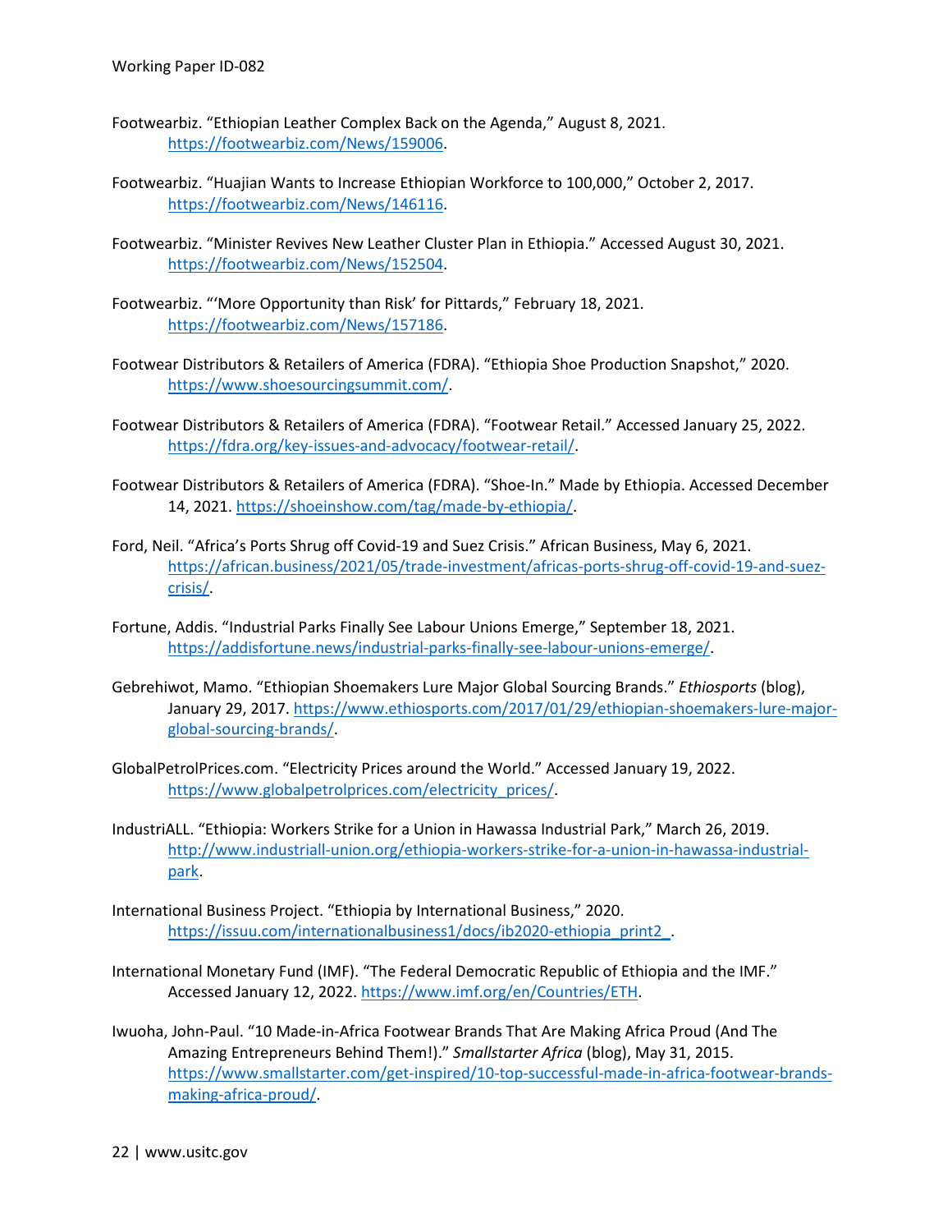Footwearbiz. “Ethiopian Leather Complex Back on the Agenda,” August 8, 2021. https://footwearbiz.com/News/159006.

Footwearbiz. “Huajian Wants to Increase Ethiopian Workforce to 100,000,” October 2, 2017. https://footwearbiz.com/News/146116.

Footwearbiz. “Minister Revives New Leather Cluster Plan in Ethiopia.” Accessed August 30, 2021. https://footwearbiz.com/News/152504.

Footwearbiz. “‘More Opportunity than Risk’ for Pittards,” February 18, 2021. https://footwearbiz.com/News/157186.

Footwear Distributors & Retailers of America (FDRA). “Ethiopia Shoe Production Snapshot,” 2020. https://www.shoesourcingsummit.com/.

Footwear Distributors & Retailers of America (FDRA). “Footwear Retail.” Accessed January 25, 2022. https://fdra.org/key-issues-and-advocacy/footwear-retail/.

Footwear Distributors & Retailers of America (FDRA). “Shoe-In.” Made by Ethiopia. Accessed December 14, 2021. https://shoeinshow.com/tag/made-by-ethiopia/.

Ford, Neil. “Africa’s Ports Shrug off Covid-19 and Suez Crisis.” African Business, May 6, 2021. https://african.business/2021/05/trade-investment/africas-ports-shrug-off-covid-19-and-suez-crisis/.

Fortune, Addis. “Industrial Parks Finally See Labour Unions Emerge,” September 18, 2021. https://addisfortune.news/industrial-parks-finally-see-labour-unions-emerge/.

Gebrehiwot, Mamo. “Ethiopian Shoemakers Lure Major Global Sourcing Brands.” *Ethiosports* (blog), January 29, 2017. https://www.ethiosports.com/2017/01/29/ethiopian-shoemakers-lure-major-global-sourcing-brands/.

GlobalPetrolPrices.com. “Electricity Prices around the World.” Accessed January 19, 2022. https://www.globalpetrolprices.com/electricity_prices/.

IndustriALL. “Ethiopia: Workers Strike for a Union in Hawassa Industrial Park,” March 26, 2019. http://www.industriall-union.org/ethiopia-workers-strike-for-a-union-in-hawassa-industrial-park.

International Business Project. “Ethiopia by International Business,” 2020. https://issuu.com/internationalbusiness1/docs/ib2020-ethiopia_print2_.

International Monetary Fund (IMF). “The Federal Democratic Republic of Ethiopia and the IMF.” Accessed January 12, 2022. https://www.imf.org/en/Countries/ETH.

Iwuoha, John-Paul. “10 Made-in-Africa Footwear Brands That Are Making Africa Proud (And The Amazing Entrepreneurs Behind Them!).” *Smallstarter Africa* (blog), May 31, 2015. https://www.smallstarter.com/get-inspired/10-top-successful-made-in-africa-footwear-brands-making-africa-proud/.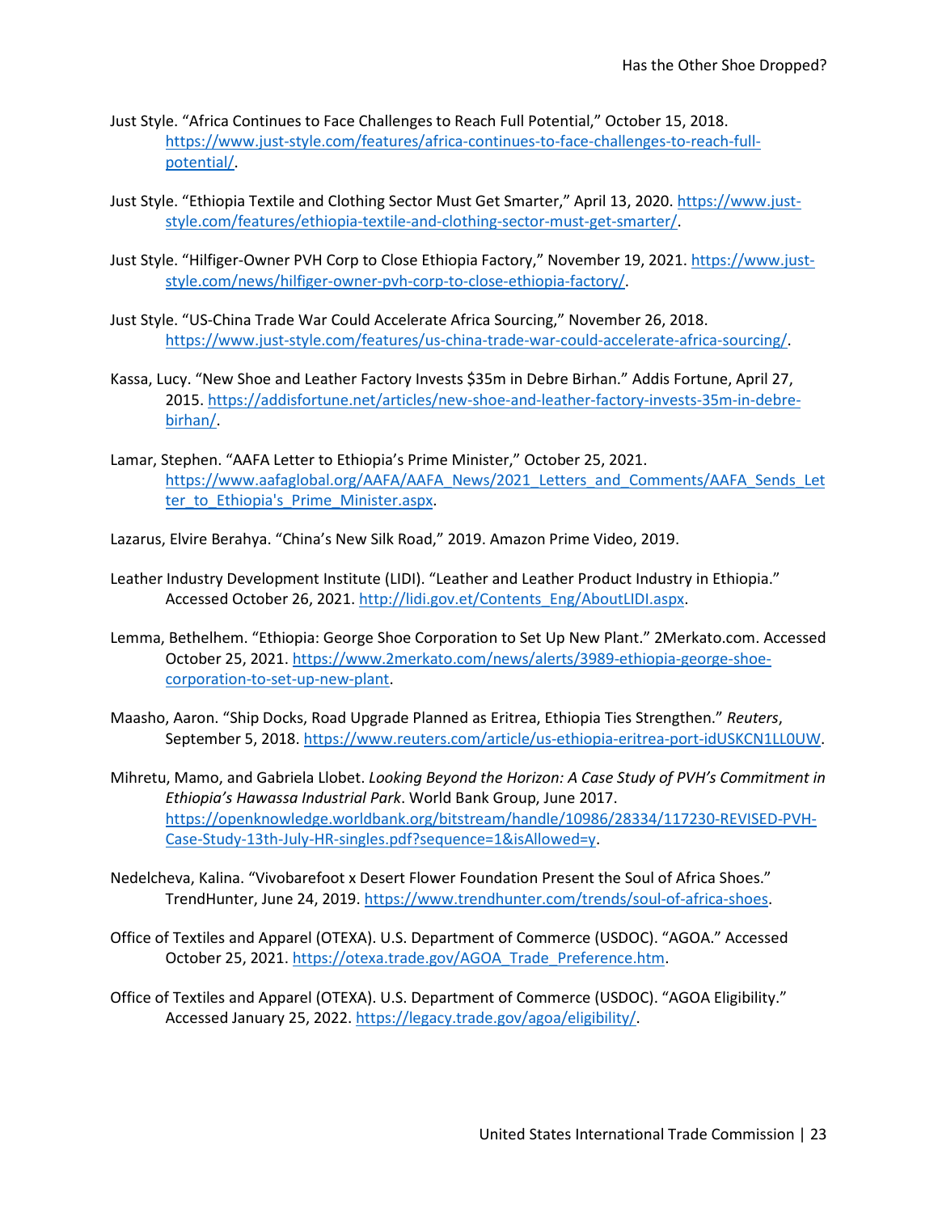Just Style. "Africa Continues to Face Challenges to Reach Full Potential," October 15, 2018. https://www.just-style.com/features/africa-continues-to-face-challenges-to-reach-full-potential/.

Just Style. "Ethiopia Textile and Clothing Sector Must Get Smarter," April 13, 2020. https://www.just-style.com/features/ethiopia-textile-and-clothing-sector-must-get-smarter/.

Just Style. "Hilfiger-Owner PVH Corp to Close Ethiopia Factory," November 19, 2021. https://www.just-style.com/news/hilfiger-owner-pvh-corp-to-close-ethiopia-factory/.

Just Style. "US-China Trade War Could Accelerate Africa Sourcing," November 26, 2018. https://www.just-style.com/features/us-china-trade-war-could-accelerate-africa-sourcing/.

Kassa, Lucy. "New Shoe and Leather Factory Invests $35m in Debre Birhan." Addis Fortune, April 27, 2015. https://addisfortune.net/articles/new-shoe-and-leather-factory-invests-35m-in-debre-birhan/.

Lamar, Stephen. "AAFA Letter to Ethiopia's Prime Minister," October 25, 2021. https://www.aafaglobal.org/AAFA/AAFA_News/2021_Letters_and_Comments/AAFA_Sends_Letter_to_Ethiopia's_Prime_Minister.aspx.

Lazarus, Elvire Berahya. "China's New Silk Road," 2019. Amazon Prime Video, 2019.

Leather Industry Development Institute (LIDI). "Leather and Leather Product Industry in Ethiopia." Accessed October 26, 2021. http://lidi.gov.et/Contents_Eng/AboutLIDI.aspx.

Lemma, Bethelhem. "Ethiopia: George Shoe Corporation to Set Up New Plant." 2Merkato.com. Accessed October 25, 2021. https://www.2merkato.com/news/alerts/3989-ethiopia-george-shoe-corporation-to-set-up-new-plant.

Maasho, Aaron. "Ship Docks, Road Upgrade Planned as Eritrea, Ethiopia Ties Strengthen." *Reuters*, September 5, 2018. https://www.reuters.com/article/us-ethiopia-eritrea-port-idUSKCN1LL0UW.

Mihretu, Mamo, and Gabriela Llobet. *Looking Beyond the Horizon: A Case Study of PVH's Commitment in Ethiopia's Hawassa Industrial Park*. World Bank Group, June 2017. https://openknowledge.worldbank.org/bitstream/handle/10986/28334/117230-REVISED-PVH-Case-Study-13th-July-HR-singles.pdf?sequence=1&isAllowed=y.

Nedelcheva, Kalina. "Vivobarefoot x Desert Flower Foundation Present the Soul of Africa Shoes." TrendHunter, June 24, 2019. https://www.trendhunter.com/trends/soul-of-africa-shoes.

Office of Textiles and Apparel (OTEXA). U.S. Department of Commerce (USDOC). "AGOA." Accessed October 25, 2021. https://otexa.trade.gov/AGOA_Trade_Preference.htm.

Office of Textiles and Apparel (OTEXA). U.S. Department of Commerce (USDOC). "AGOA Eligibility." Accessed January 25, 2022. https://legacy.trade.gov/agoa/eligibility/.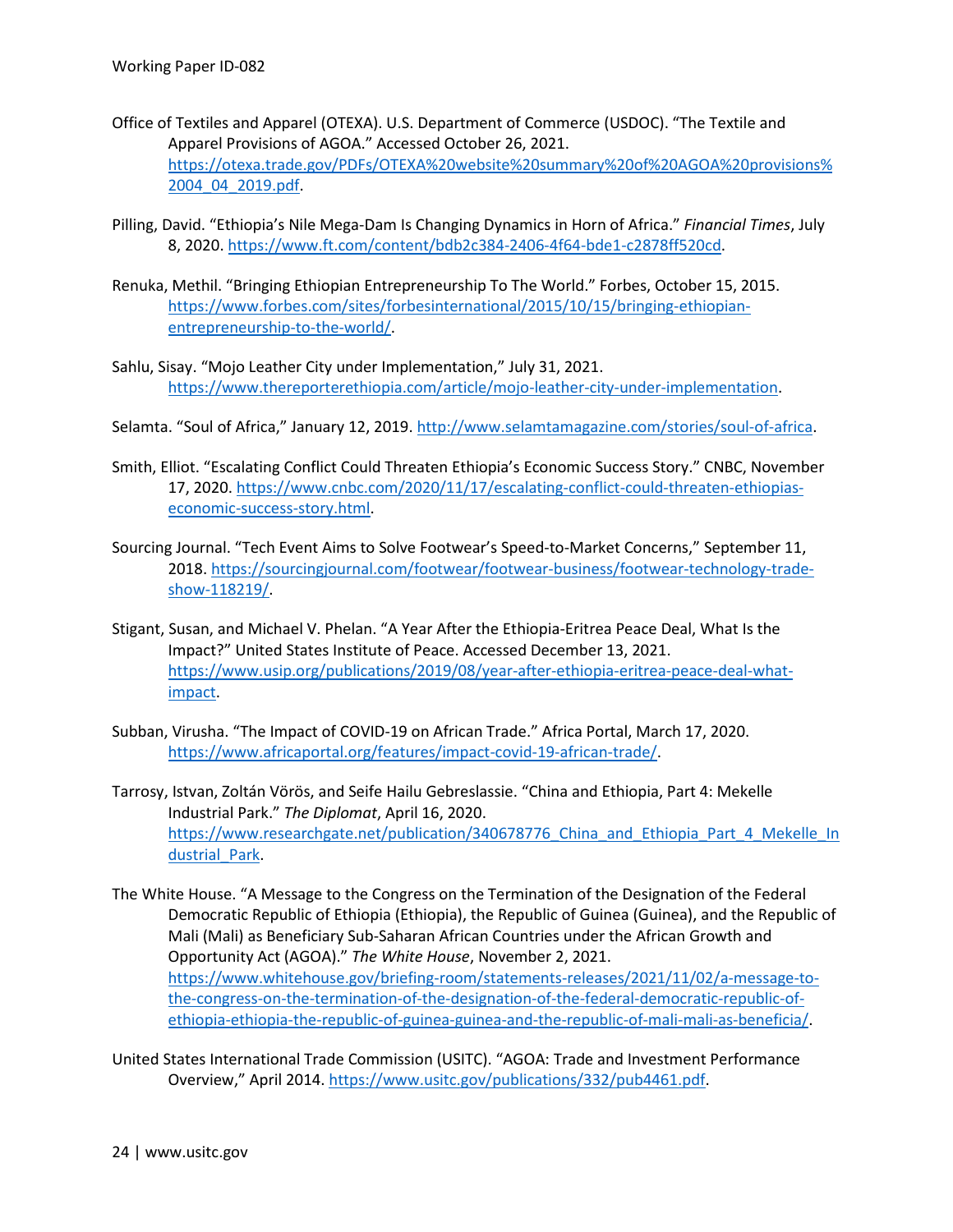Office of Textiles and Apparel (OTEXA). U.S. Department of Commerce (USDOC). "The Textile and Apparel Provisions of AGOA." Accessed October 26, 2021. https://otexa.trade.gov/PDFs/OTEXA%20website%20summary%20of%20AGOA%20provisions%2004_04_2019.pdf.

Pilling, David. "Ethiopia's Nile Mega-Dam Is Changing Dynamics in Horn of Africa." *Financial Times*, July 8, 2020. https://www.ft.com/content/bdb2c384-2406-4f64-bde1-c2878ff520cd.

Renuka, Methil. "Bringing Ethiopian Entrepreneurship To The World." Forbes, October 15, 2015. https://www.forbes.com/sites/forbesinternational/2015/10/15/bringing-ethiopian-entrepreneurship-to-the-world/.

Sahlu, Sisay. "Mojo Leather City under Implementation," July 31, 2021. https://www.thereporterethiopia.com/article/mojo-leather-city-under-implementation.

Selamta. "Soul of Africa," January 12, 2019. http://www.selamtamagazine.com/stories/soul-of-africa.

Smith, Elliot. "Escalating Conflict Could Threaten Ethiopia's Economic Success Story." CNBC, November 17, 2020. https://www.cnbc.com/2020/11/17/escalating-conflict-could-threaten-ethiopias-economic-success-story.html.

Sourcing Journal. "Tech Event Aims to Solve Footwear's Speed-to-Market Concerns," September 11, 2018. https://sourcingjournal.com/footwear/footwear-business/footwear-technology-trade-show-118219/.

Stigant, Susan, and Michael V. Phelan. "A Year After the Ethiopia-Eritrea Peace Deal, What Is the Impact?" United States Institute of Peace. Accessed December 13, 2021. https://www.usip.org/publications/2019/08/year-after-ethiopia-eritrea-peace-deal-what-impact.

Subban, Virusha. "The Impact of COVID-19 on African Trade." Africa Portal, March 17, 2020. https://www.africaportal.org/features/impact-covid-19-african-trade/.

Tarrosy, Istvan, Zoltán Vörös, and Seife Hailu Gebreslassie. "China and Ethiopia, Part 4: Mekelle Industrial Park." *The Diplomat*, April 16, 2020. https://www.researchgate.net/publication/340678776_China_and_Ethiopia_Part_4_Mekelle_Industrial_Park.

The White House. "A Message to the Congress on the Termination of the Designation of the Federal Democratic Republic of Ethiopia (Ethiopia), the Republic of Guinea (Guinea), and the Republic of Mali (Mali) as Beneficiary Sub-Saharan African Countries under the African Growth and Opportunity Act (AGOA)." *The White House*, November 2, 2021. https://www.whitehouse.gov/briefing-room/statements-releases/2021/11/02/a-message-to-the-congress-on-the-termination-of-the-designation-of-the-federal-democratic-republic-of-ethiopia-ethiopia-the-republic-of-guinea-guinea-and-the-republic-of-mali-mali-as-beneficia/.

United States International Trade Commission (USITC). "AGOA: Trade and Investment Performance Overview," April 2014. https://www.usitc.gov/publications/332/pub4461.pdf.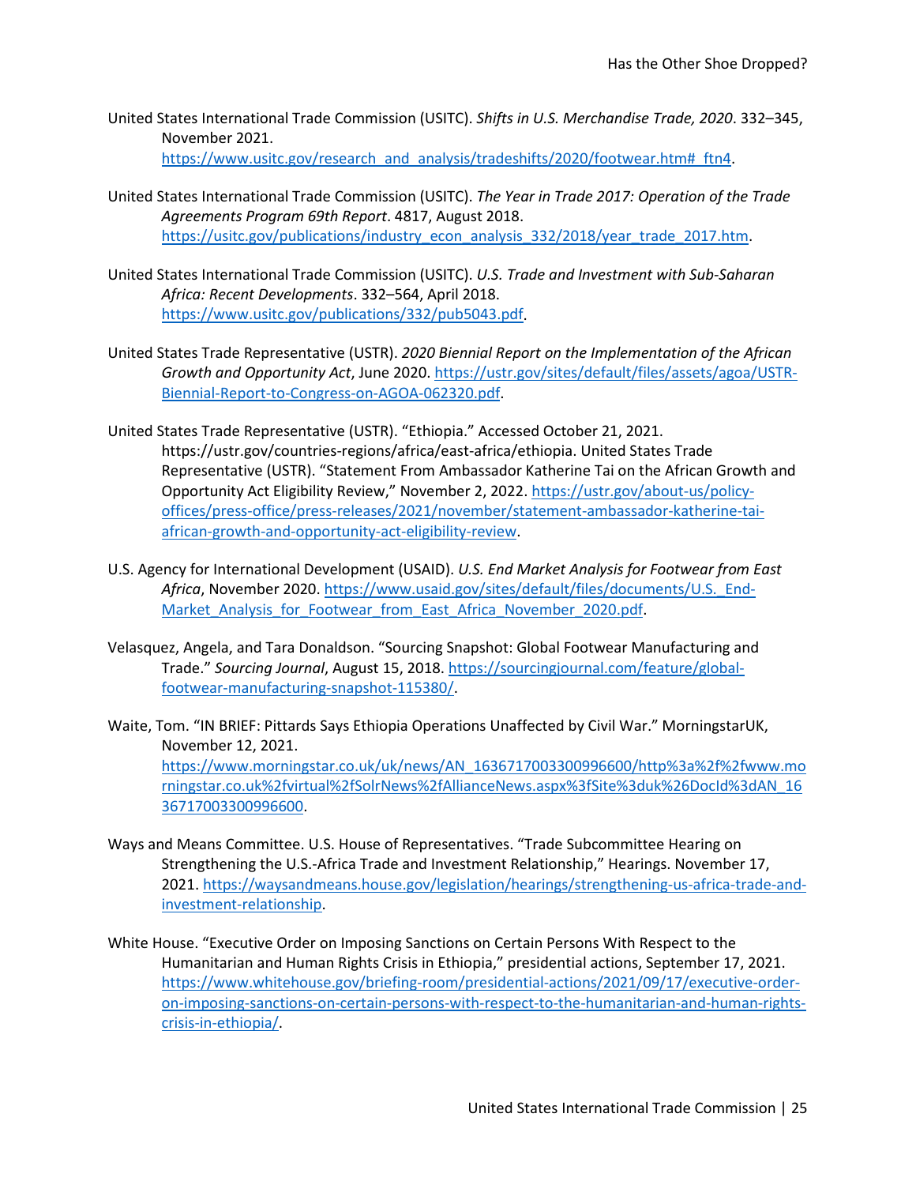United States International Trade Commission (USITC). *Shifts in U.S. Merchandise Trade, 2020*. 332–345, November 2021. https://www.usitc.gov/research_and_analysis/tradeshifts/2020/footwear.htm#_ftn4.

United States International Trade Commission (USITC). *The Year in Trade 2017: Operation of the Trade Agreements Program 69th Report*. 4817, August 2018. https://usitc.gov/publications/industry_econ_analysis_332/2018/year_trade_2017.htm.

United States International Trade Commission (USITC). *U.S. Trade and Investment with Sub-Saharan Africa: Recent Developments*. 332–564, April 2018. https://www.usitc.gov/publications/332/pub5043.pdf.

United States Trade Representative (USTR). *2020 Biennial Report on the Implementation of the African Growth and Opportunity Act*, June 2020. https://ustr.gov/sites/default/files/assets/agoa/USTR-Biennial-Report-to-Congress-on-AGOA-062320.pdf.

United States Trade Representative (USTR). "Ethiopia." Accessed October 21, 2021. https://ustr.gov/countries-regions/africa/east-africa/ethiopia. United States Trade Representative (USTR). "Statement From Ambassador Katherine Tai on the African Growth and Opportunity Act Eligibility Review," November 2, 2022. https://ustr.gov/about-us/policy-offices/press-office/press-releases/2021/november/statement-ambassador-katherine-tai-african-growth-and-opportunity-act-eligibility-review.

U.S. Agency for International Development (USAID). *U.S. End Market Analysis for Footwear from East Africa*, November 2020. https://www.usaid.gov/sites/default/files/documents/U.S._End-Market_Analysis_for_Footwear_from_East_Africa_November_2020.pdf.

Velasquez, Angela, and Tara Donaldson. "Sourcing Snapshot: Global Footwear Manufacturing and Trade." *Sourcing Journal*, August 15, 2018. https://sourcingjournal.com/feature/global-footwear-manufacturing-snapshot-115380/.

Waite, Tom. "IN BRIEF: Pittards Says Ethiopia Operations Unaffected by Civil War." MorningstarUK, November 12, 2021. https://www.morningstar.co.uk/uk/news/AN_1636717003300996600/http%3a%2f%2fwww.morningstar.co.uk%2fvirtual%2fSolrNews%2fAllianceNews.aspx%3fSite%3duk%26DocId%3dAN_1636717003300996600.

Ways and Means Committee. U.S. House of Representatives. "Trade Subcommittee Hearing on Strengthening the U.S.-Africa Trade and Investment Relationship," Hearings. November 17, 2021. https://waysandmeans.house.gov/legislation/hearings/strengthening-us-africa-trade-and-investment-relationship.

White House. "Executive Order on Imposing Sanctions on Certain Persons With Respect to the Humanitarian and Human Rights Crisis in Ethiopia," presidential actions, September 17, 2021. https://www.whitehouse.gov/briefing-room/presidential-actions/2021/09/17/executive-order-on-imposing-sanctions-on-certain-persons-with-respect-to-the-humanitarian-and-human-rights-crisis-in-ethiopia/.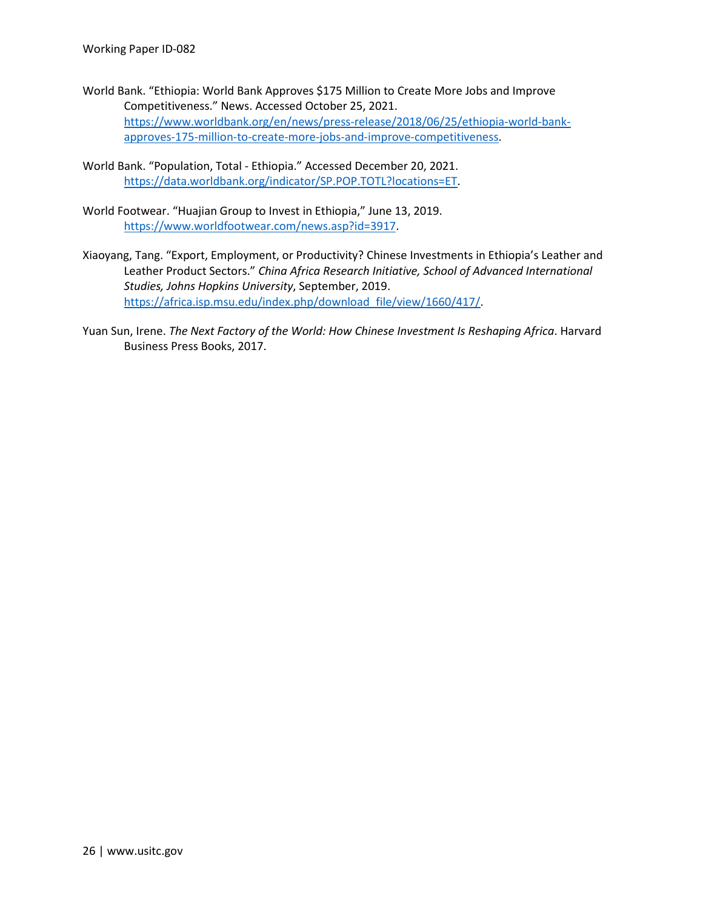World Bank. “Ethiopia: World Bank Approves $175 Million to Create More Jobs and Improve Competitiveness.” News. Accessed October 25, 2021. https://www.worldbank.org/en/news/press-release/2018/06/25/ethiopia-world-bank-approves-175-million-to-create-more-jobs-and-improve-competitiveness.

World Bank. “Population, Total - Ethiopia.” Accessed December 20, 2021. https://data.worldbank.org/indicator/SP.POP.TOTL?locations=ET.

World Footwear. “Huajian Group to Invest in Ethiopia,” June 13, 2019. https://www.worldfootwear.com/news.asp?id=3917.

Xiaoyang, Tang. “Export, Employment, or Productivity? Chinese Investments in Ethiopia’s Leather and Leather Product Sectors.” *China Africa Research Initiative, School of Advanced International Studies, Johns Hopkins University*, September, 2019. https://africa.isp.msu.edu/index.php/download_file/view/1660/417/.

Yuan Sun, Irene. *The Next Factory of the World: How Chinese Investment Is Reshaping Africa*. Harvard Business Press Books, 2017.